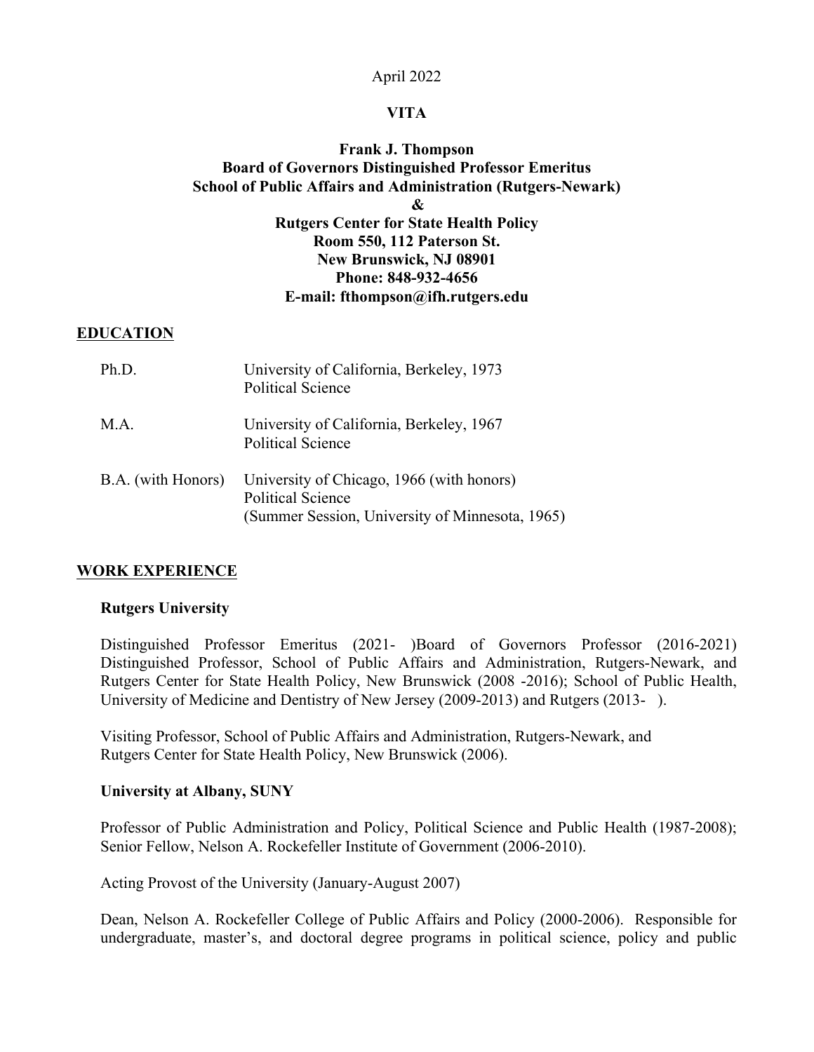April 2022

**VITA**

**Frank J. Thompson**
**Board of Governors Distinguished Professor Emeritus**
**School of Public Affairs and Administration (Rutgers-Newark)**
**&**
**Rutgers Center for State Health Policy**
**Room 550, 112 Paterson St.**
**New Brunswick, NJ 08901**
**Phone: 848-932-4656**
**E-mail: fthompson@ifh.rutgers.edu**

## EDUCATION

| | |
|---|---|
| Ph.D. | University of California, Berkeley, 1973<br>Political Science |
| M.A. | University of California, Berkeley, 1967<br>Political Science |
| B.A. (with Honors) | University of Chicago, 1966 (with honors)<br>Political Science<br>(Summer Session, University of Minnesota, 1965) |

## WORK EXPERIENCE

### Rutgers University

Distinguished Professor Emeritus (2021- )Board of Governors Professor (2016-2021) Distinguished Professor, School of Public Affairs and Administration, Rutgers-Newark, and Rutgers Center for State Health Policy, New Brunswick (2008 -2016); School of Public Health, University of Medicine and Dentistry of New Jersey (2009-2013) and Rutgers (2013- ).

Visiting Professor, School of Public Affairs and Administration, Rutgers-Newark, and Rutgers Center for State Health Policy, New Brunswick (2006).

### University at Albany, SUNY

Professor of Public Administration and Policy, Political Science and Public Health (1987-2008); Senior Fellow, Nelson A. Rockefeller Institute of Government (2006-2010).

Acting Provost of the University (January-August 2007)

Dean, Nelson A. Rockefeller College of Public Affairs and Policy (2000-2006). Responsible for undergraduate, master's, and doctoral degree programs in political science, policy and public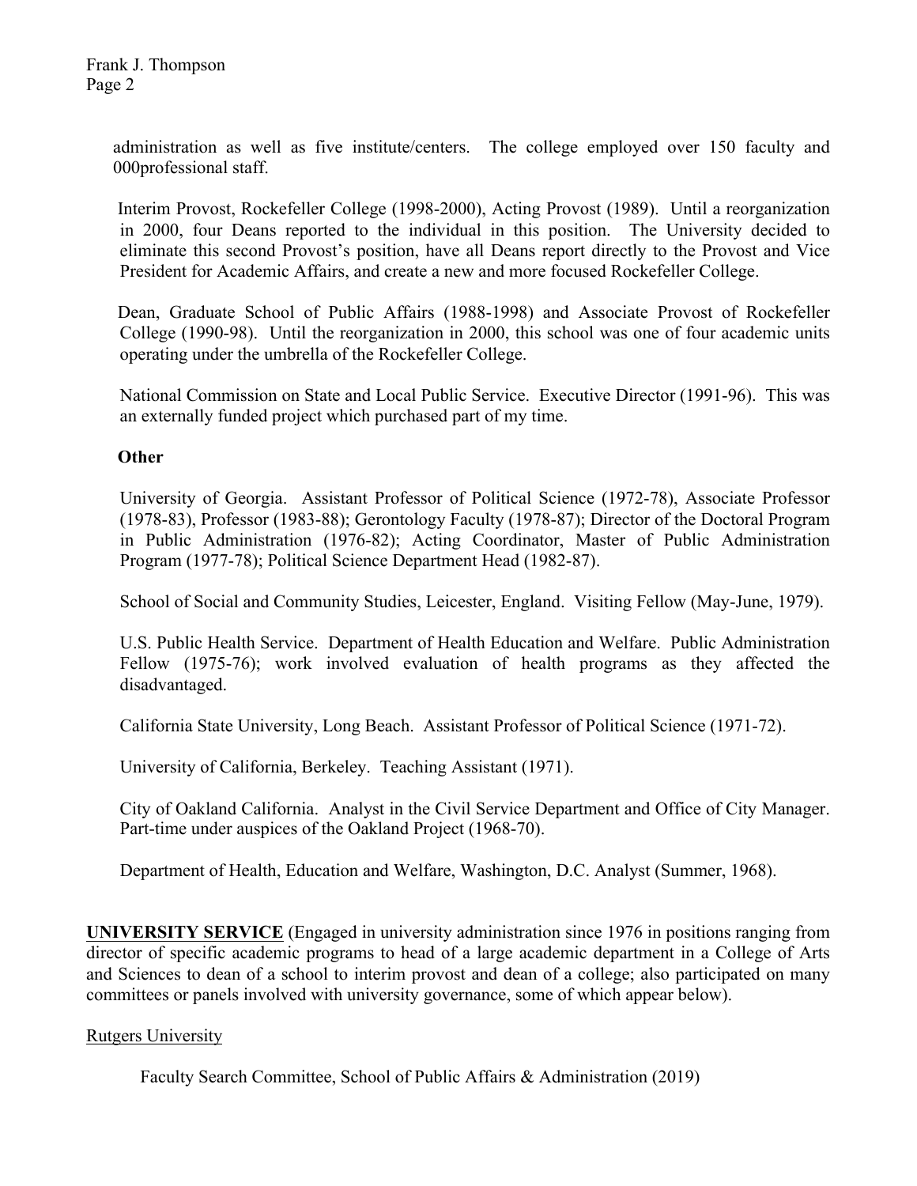administration as well as five institute/centers. The college employed over 150 faculty and 000professional staff.

Interim Provost, Rockefeller College (1998-2000), Acting Provost (1989). Until a reorganization in 2000, four Deans reported to the individual in this position. The University decided to eliminate this second Provost's position, have all Deans report directly to the Provost and Vice President for Academic Affairs, and create a new and more focused Rockefeller College.

Dean, Graduate School of Public Affairs (1988-1998) and Associate Provost of Rockefeller College (1990-98). Until the reorganization in 2000, this school was one of four academic units operating under the umbrella of the Rockefeller College.

National Commission on State and Local Public Service. Executive Director (1991-96). This was an externally funded project which purchased part of my time.

**Other**

University of Georgia. Assistant Professor of Political Science (1972-78), Associate Professor (1978-83), Professor (1983-88); Gerontology Faculty (1978-87); Director of the Doctoral Program in Public Administration (1976-82); Acting Coordinator, Master of Public Administration Program (1977-78); Political Science Department Head (1982-87).

School of Social and Community Studies, Leicester, England. Visiting Fellow (May-June, 1979).

U.S. Public Health Service. Department of Health Education and Welfare. Public Administration Fellow (1975-76); work involved evaluation of health programs as they affected the disadvantaged.

California State University, Long Beach. Assistant Professor of Political Science (1971-72).

University of California, Berkeley. Teaching Assistant (1971).

City of Oakland California. Analyst in the Civil Service Department and Office of City Manager. Part-time under auspices of the Oakland Project (1968-70).

Department of Health, Education and Welfare, Washington, D.C. Analyst (Summer, 1968).

**UNIVERSITY SERVICE** (Engaged in university administration since 1976 in positions ranging from director of specific academic programs to head of a large academic department in a College of Arts and Sciences to dean of a school to interim provost and dean of a college; also participated on many committees or panels involved with university governance, some of which appear below).

Rutgers University

Faculty Search Committee, School of Public Affairs & Administration (2019)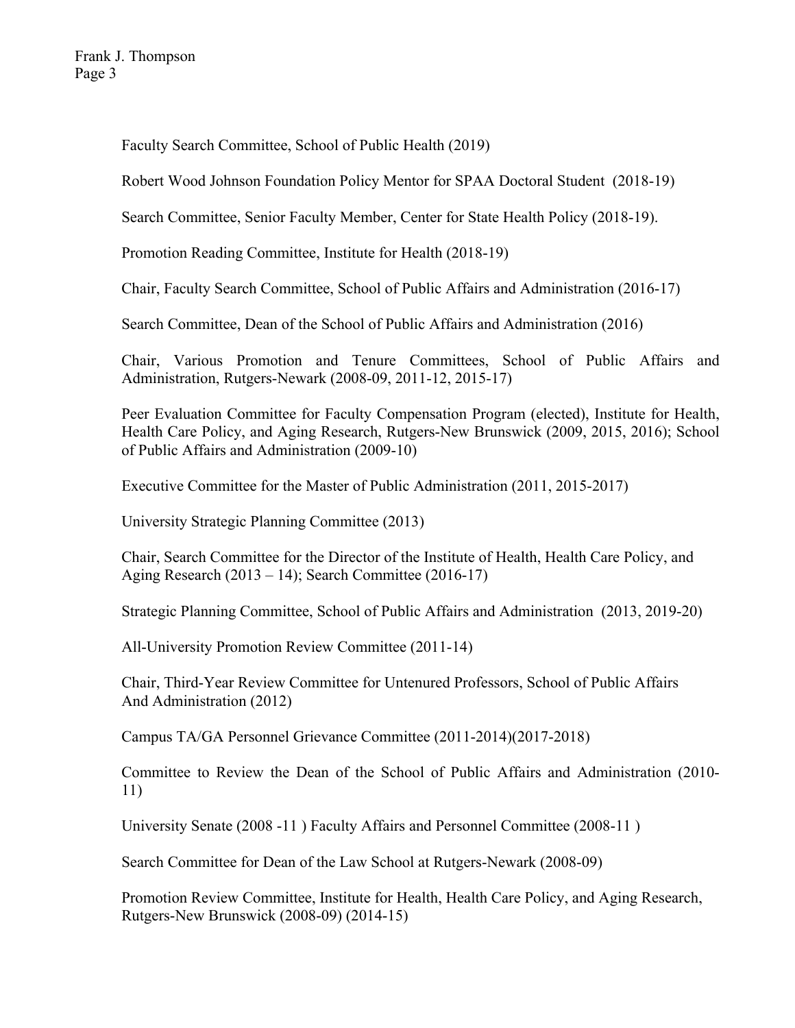Faculty Search Committee, School of Public Health (2019)

Robert Wood Johnson Foundation Policy Mentor for SPAA Doctoral Student (2018-19)

Search Committee, Senior Faculty Member, Center for State Health Policy (2018-19).

Promotion Reading Committee, Institute for Health (2018-19)

Chair, Faculty Search Committee, School of Public Affairs and Administration (2016-17)

Search Committee, Dean of the School of Public Affairs and Administration (2016)

Chair, Various Promotion and Tenure Committees, School of Public Affairs and Administration, Rutgers-Newark (2008-09, 2011-12, 2015-17)

Peer Evaluation Committee for Faculty Compensation Program (elected), Institute for Health, Health Care Policy, and Aging Research, Rutgers-New Brunswick (2009, 2015, 2016); School of Public Affairs and Administration (2009-10)

Executive Committee for the Master of Public Administration (2011, 2015-2017)

University Strategic Planning Committee (2013)

Chair, Search Committee for the Director of the Institute of Health, Health Care Policy, and Aging Research (2013 – 14); Search Committee (2016-17)

Strategic Planning Committee, School of Public Affairs and Administration (2013, 2019-20)

All-University Promotion Review Committee (2011-14)

Chair, Third-Year Review Committee for Untenured Professors, School of Public Affairs And Administration (2012)

Campus TA/GA Personnel Grievance Committee (2011-2014)(2017-2018)

Committee to Review the Dean of the School of Public Affairs and Administration (2010-11)

University Senate (2008 -11 ) Faculty Affairs and Personnel Committee (2008-11 )

Search Committee for Dean of the Law School at Rutgers-Newark (2008-09)

Promotion Review Committee, Institute for Health, Health Care Policy, and Aging Research, Rutgers-New Brunswick (2008-09) (2014-15)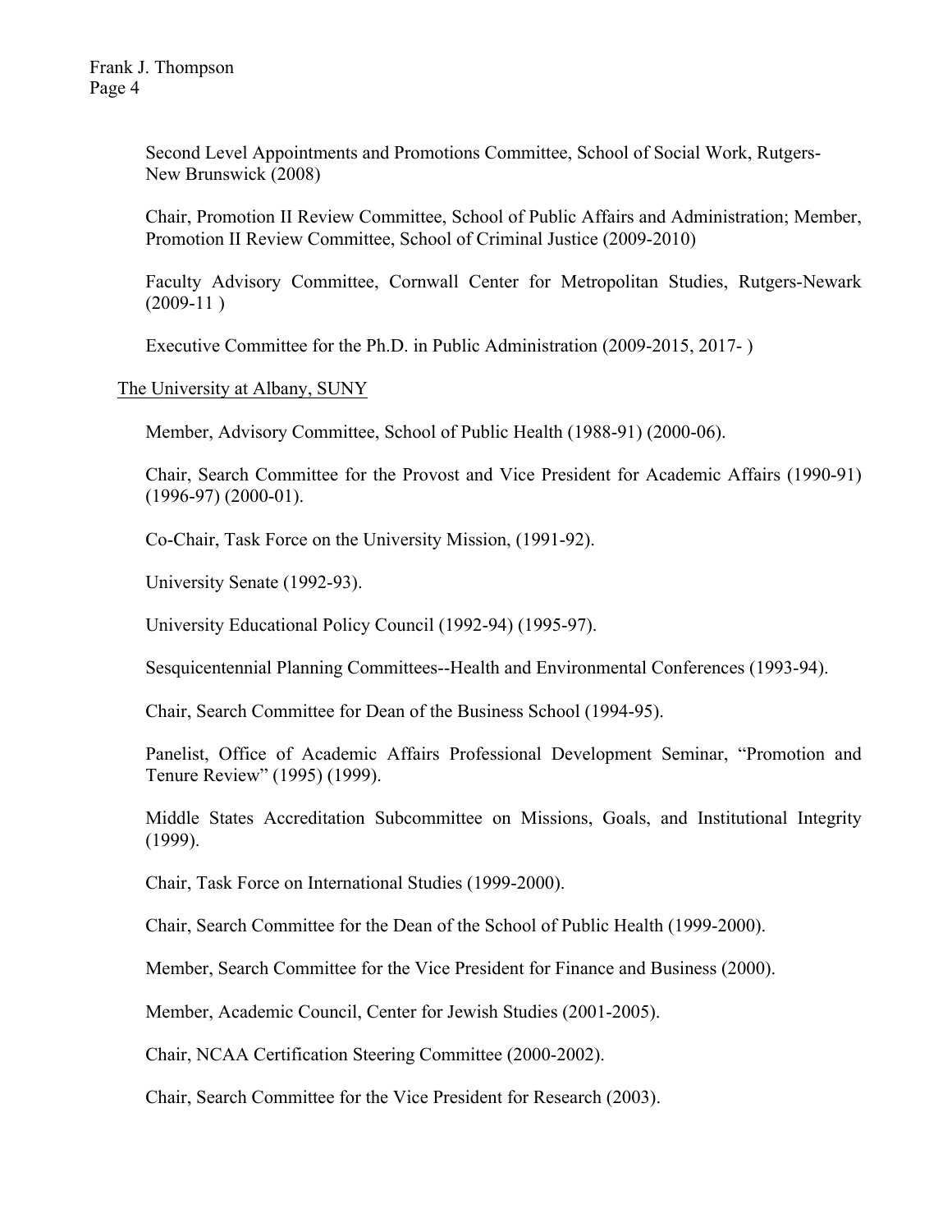Second Level Appointments and Promotions Committee, School of Social Work, Rutgers-New Brunswick (2008)

Chair, Promotion II Review Committee, School of Public Affairs and Administration; Member, Promotion II Review Committee, School of Criminal Justice (2009-2010)

Faculty Advisory Committee, Cornwall Center for Metropolitan Studies, Rutgers-Newark (2009-11 )

Executive Committee for the Ph.D. in Public Administration (2009-2015, 2017- )

The University at Albany, SUNY

Member, Advisory Committee, School of Public Health (1988-91) (2000-06).

Chair, Search Committee for the Provost and Vice President for Academic Affairs (1990-91) (1996-97) (2000-01).

Co-Chair, Task Force on the University Mission, (1991-92).

University Senate (1992-93).

University Educational Policy Council (1992-94) (1995-97).

Sesquicentennial Planning Committees--Health and Environmental Conferences (1993-94).

Chair, Search Committee for Dean of the Business School (1994-95).

Panelist, Office of Academic Affairs Professional Development Seminar, "Promotion and Tenure Review" (1995) (1999).

Middle States Accreditation Subcommittee on Missions, Goals, and Institutional Integrity (1999).

Chair, Task Force on International Studies (1999-2000).

Chair, Search Committee for the Dean of the School of Public Health (1999-2000).

Member, Search Committee for the Vice President for Finance and Business (2000).

Member, Academic Council, Center for Jewish Studies (2001-2005).

Chair, NCAA Certification Steering Committee (2000-2002).

Chair, Search Committee for the Vice President for Research (2003).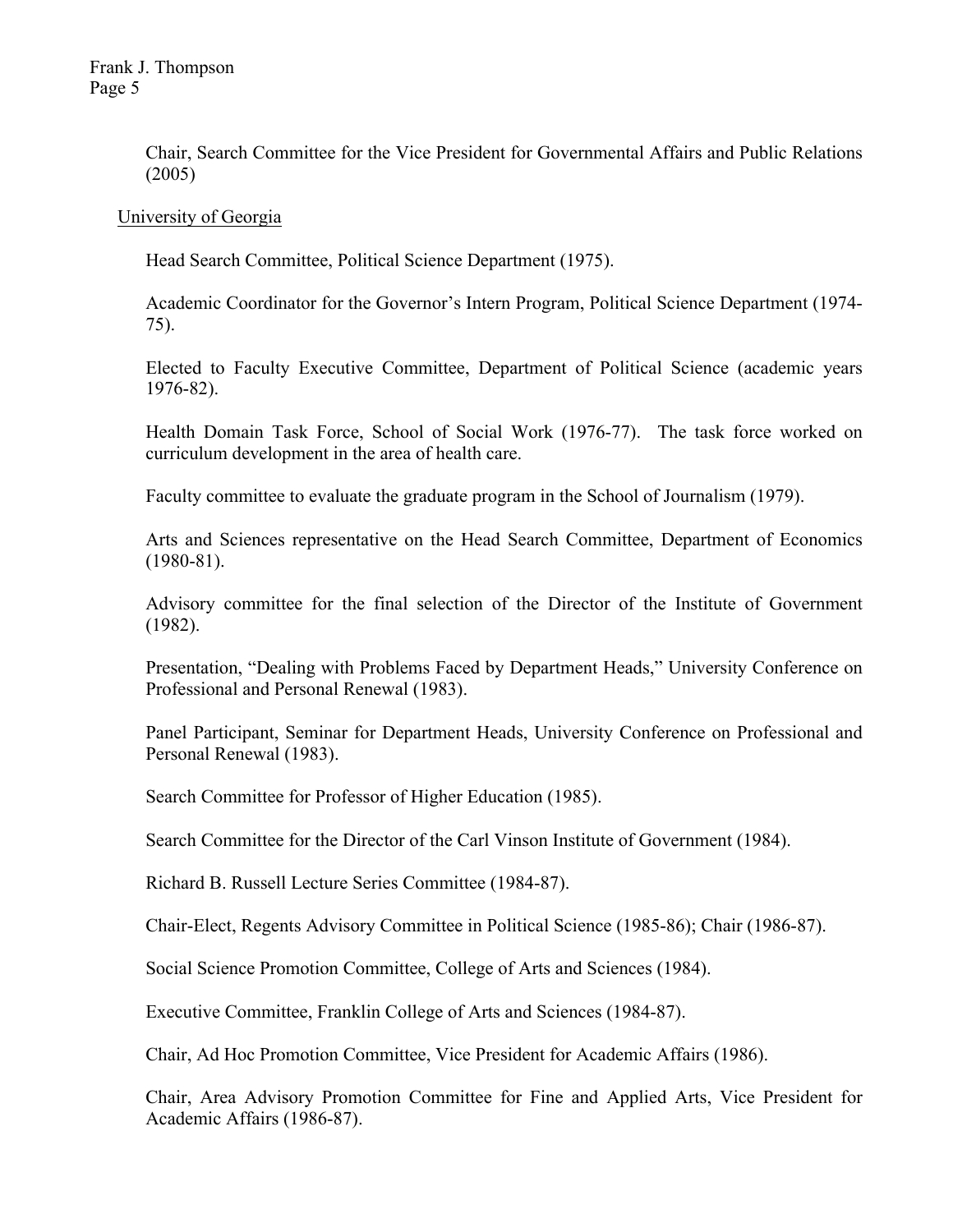Chair, Search Committee for the Vice President for Governmental Affairs and Public Relations (2005)

University of Georgia

Head Search Committee, Political Science Department (1975).

Academic Coordinator for the Governor's Intern Program, Political Science Department (1974-75).

Elected to Faculty Executive Committee, Department of Political Science (academic years 1976-82).

Health Domain Task Force, School of Social Work (1976-77). The task force worked on curriculum development in the area of health care.

Faculty committee to evaluate the graduate program in the School of Journalism (1979).

Arts and Sciences representative on the Head Search Committee, Department of Economics (1980-81).

Advisory committee for the final selection of the Director of the Institute of Government (1982).

Presentation, "Dealing with Problems Faced by Department Heads," University Conference on Professional and Personal Renewal (1983).

Panel Participant, Seminar for Department Heads, University Conference on Professional and Personal Renewal (1983).

Search Committee for Professor of Higher Education (1985).

Search Committee for the Director of the Carl Vinson Institute of Government (1984).

Richard B. Russell Lecture Series Committee (1984-87).

Chair-Elect, Regents Advisory Committee in Political Science (1985-86); Chair (1986-87).

Social Science Promotion Committee, College of Arts and Sciences (1984).

Executive Committee, Franklin College of Arts and Sciences (1984-87).

Chair, Ad Hoc Promotion Committee, Vice President for Academic Affairs (1986).

Chair, Area Advisory Promotion Committee for Fine and Applied Arts, Vice President for Academic Affairs (1986-87).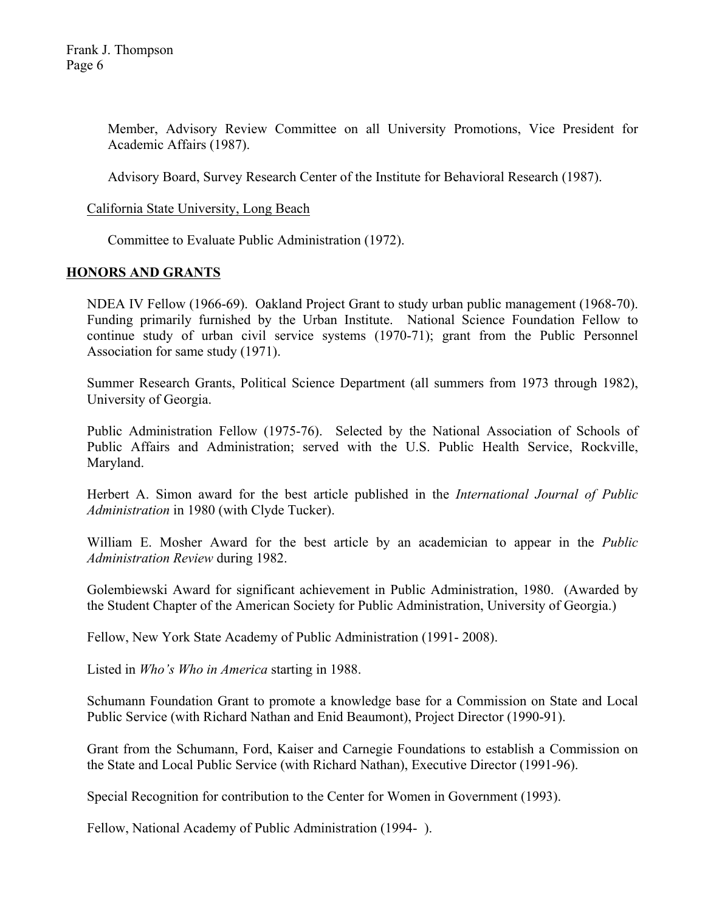Member, Advisory Review Committee on all University Promotions, Vice President for Academic Affairs (1987).

Advisory Board, Survey Research Center of the Institute for Behavioral Research (1987).

California State University, Long Beach

Committee to Evaluate Public Administration (1972).

## HONORS AND GRANTS

NDEA IV Fellow (1966-69). Oakland Project Grant to study urban public management (1968-70). Funding primarily furnished by the Urban Institute. National Science Foundation Fellow to continue study of urban civil service systems (1970-71); grant from the Public Personnel Association for same study (1971).

Summer Research Grants, Political Science Department (all summers from 1973 through 1982), University of Georgia.

Public Administration Fellow (1975-76). Selected by the National Association of Schools of Public Affairs and Administration; served with the U.S. Public Health Service, Rockville, Maryland.

Herbert A. Simon award for the best article published in the *International Journal of Public Administration* in 1980 (with Clyde Tucker).

William E. Mosher Award for the best article by an academician to appear in the *Public Administration Review* during 1982.

Golembiewski Award for significant achievement in Public Administration, 1980. (Awarded by the Student Chapter of the American Society for Public Administration, University of Georgia.)

Fellow, New York State Academy of Public Administration (1991- 2008).

Listed in *Who's Who in America* starting in 1988.

Schumann Foundation Grant to promote a knowledge base for a Commission on State and Local Public Service (with Richard Nathan and Enid Beaumont), Project Director (1990-91).

Grant from the Schumann, Ford, Kaiser and Carnegie Foundations to establish a Commission on the State and Local Public Service (with Richard Nathan), Executive Director (1991-96).

Special Recognition for contribution to the Center for Women in Government (1993).

Fellow, National Academy of Public Administration (1994- ).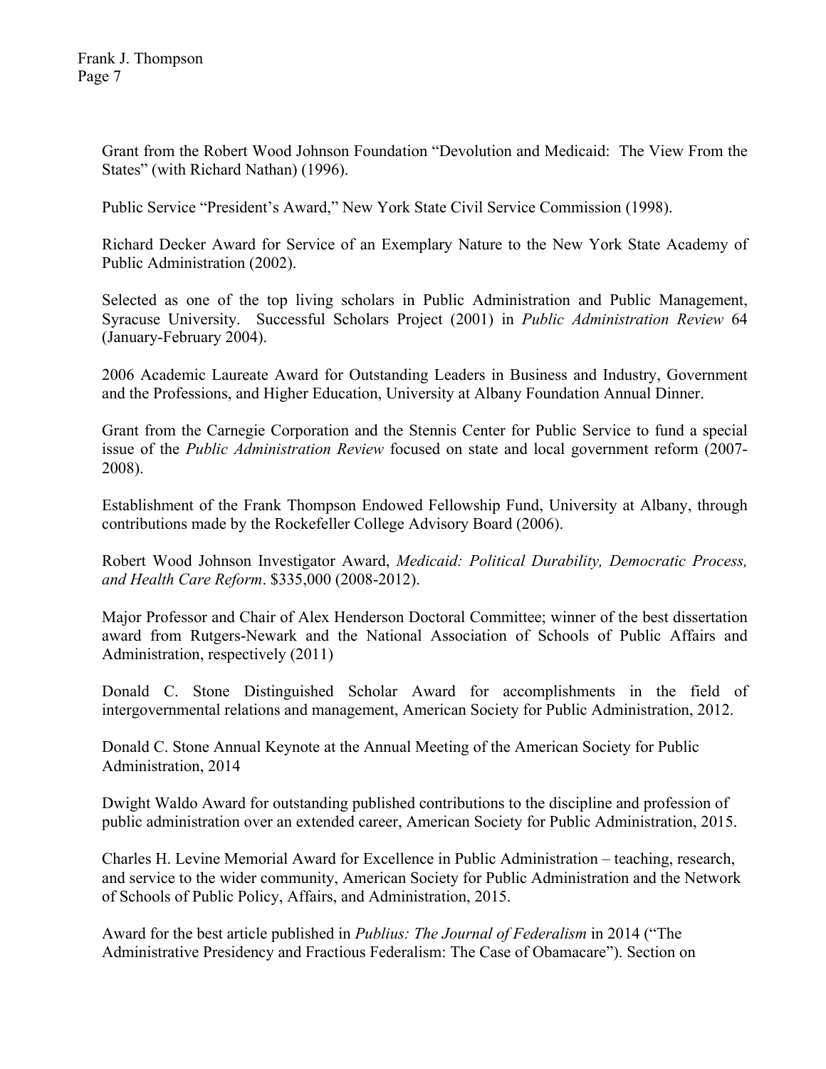Grant from the Robert Wood Johnson Foundation "Devolution and Medicaid: The View From the States" (with Richard Nathan) (1996).

Public Service "President's Award," New York State Civil Service Commission (1998).

Richard Decker Award for Service of an Exemplary Nature to the New York State Academy of Public Administration (2002).

Selected as one of the top living scholars in Public Administration and Public Management, Syracuse University. Successful Scholars Project (2001) in *Public Administration Review* 64 (January-February 2004).

2006 Academic Laureate Award for Outstanding Leaders in Business and Industry, Government and the Professions, and Higher Education, University at Albany Foundation Annual Dinner.

Grant from the Carnegie Corporation and the Stennis Center for Public Service to fund a special issue of the *Public Administration Review* focused on state and local government reform (2007-2008).

Establishment of the Frank Thompson Endowed Fellowship Fund, University at Albany, through contributions made by the Rockefeller College Advisory Board (2006).

Robert Wood Johnson Investigator Award, *Medicaid: Political Durability, Democratic Process, and Health Care Reform*. $335,000 (2008-2012).

Major Professor and Chair of Alex Henderson Doctoral Committee; winner of the best dissertation award from Rutgers-Newark and the National Association of Schools of Public Affairs and Administration, respectively (2011)

Donald C. Stone Distinguished Scholar Award for accomplishments in the field of intergovernmental relations and management, American Society for Public Administration, 2012.

Donald C. Stone Annual Keynote at the Annual Meeting of the American Society for Public Administration, 2014

Dwight Waldo Award for outstanding published contributions to the discipline and profession of public administration over an extended career, American Society for Public Administration, 2015.

Charles H. Levine Memorial Award for Excellence in Public Administration – teaching, research, and service to the wider community, American Society for Public Administration and the Network of Schools of Public Policy, Affairs, and Administration, 2015.

Award for the best article published in *Publius: The Journal of Federalism* in 2014 ("The Administrative Presidency and Fractious Federalism: The Case of Obamacare"). Section on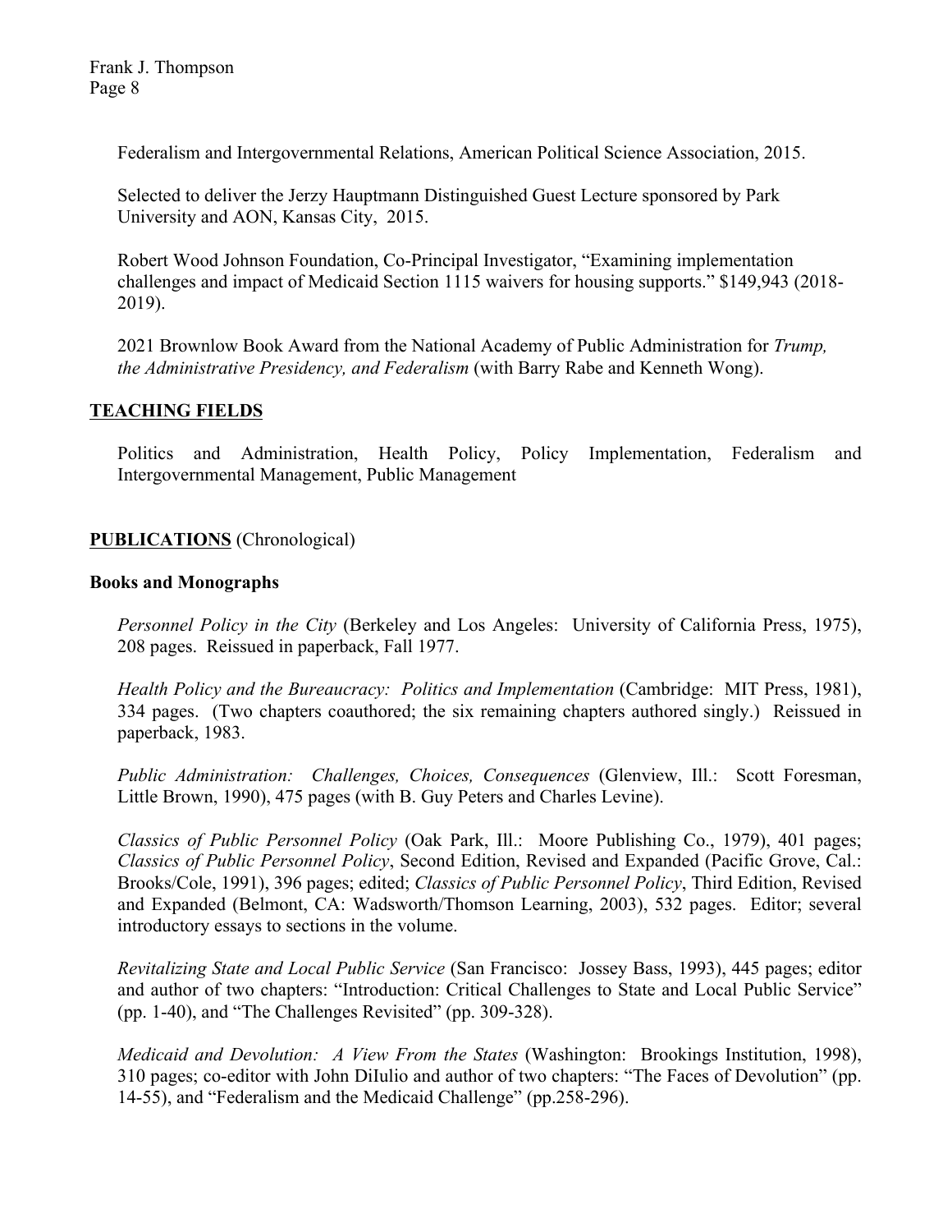Federalism and Intergovernmental Relations, American Political Science Association, 2015.

Selected to deliver the Jerzy Hauptmann Distinguished Guest Lecture sponsored by Park University and AON, Kansas City, 2015.

Robert Wood Johnson Foundation, Co-Principal Investigator, "Examining implementation challenges and impact of Medicaid Section 1115 waivers for housing supports." $149,943 (2018-2019).

2021 Brownlow Book Award from the National Academy of Public Administration for *Trump, the Administrative Presidency, and Federalism* (with Barry Rabe and Kenneth Wong).

## TEACHING FIELDS

Politics and Administration, Health Policy, Policy Implementation, Federalism and Intergovernmental Management, Public Management

## PUBLICATIONS (Chronological)

### Books and Monographs

*Personnel Policy in the City* (Berkeley and Los Angeles: University of California Press, 1975), 208 pages. Reissued in paperback, Fall 1977.

*Health Policy and the Bureaucracy: Politics and Implementation* (Cambridge: MIT Press, 1981), 334 pages. (Two chapters coauthored; the six remaining chapters authored singly.) Reissued in paperback, 1983.

*Public Administration: Challenges, Choices, Consequences* (Glenview, Ill.: Scott Foresman, Little Brown, 1990), 475 pages (with B. Guy Peters and Charles Levine).

*Classics of Public Personnel Policy* (Oak Park, Ill.: Moore Publishing Co., 1979), 401 pages; *Classics of Public Personnel Policy*, Second Edition, Revised and Expanded (Pacific Grove, Cal.: Brooks/Cole, 1991), 396 pages; edited; *Classics of Public Personnel Policy*, Third Edition, Revised and Expanded (Belmont, CA: Wadsworth/Thomson Learning, 2003), 532 pages. Editor; several introductory essays to sections in the volume.

*Revitalizing State and Local Public Service* (San Francisco: Jossey Bass, 1993), 445 pages; editor and author of two chapters: "Introduction: Critical Challenges to State and Local Public Service" (pp. 1-40), and "The Challenges Revisited" (pp. 309-328).

*Medicaid and Devolution: A View From the States* (Washington: Brookings Institution, 1998), 310 pages; co-editor with John DiIulio and author of two chapters: "The Faces of Devolution" (pp. 14-55), and "Federalism and the Medicaid Challenge" (pp.258-296).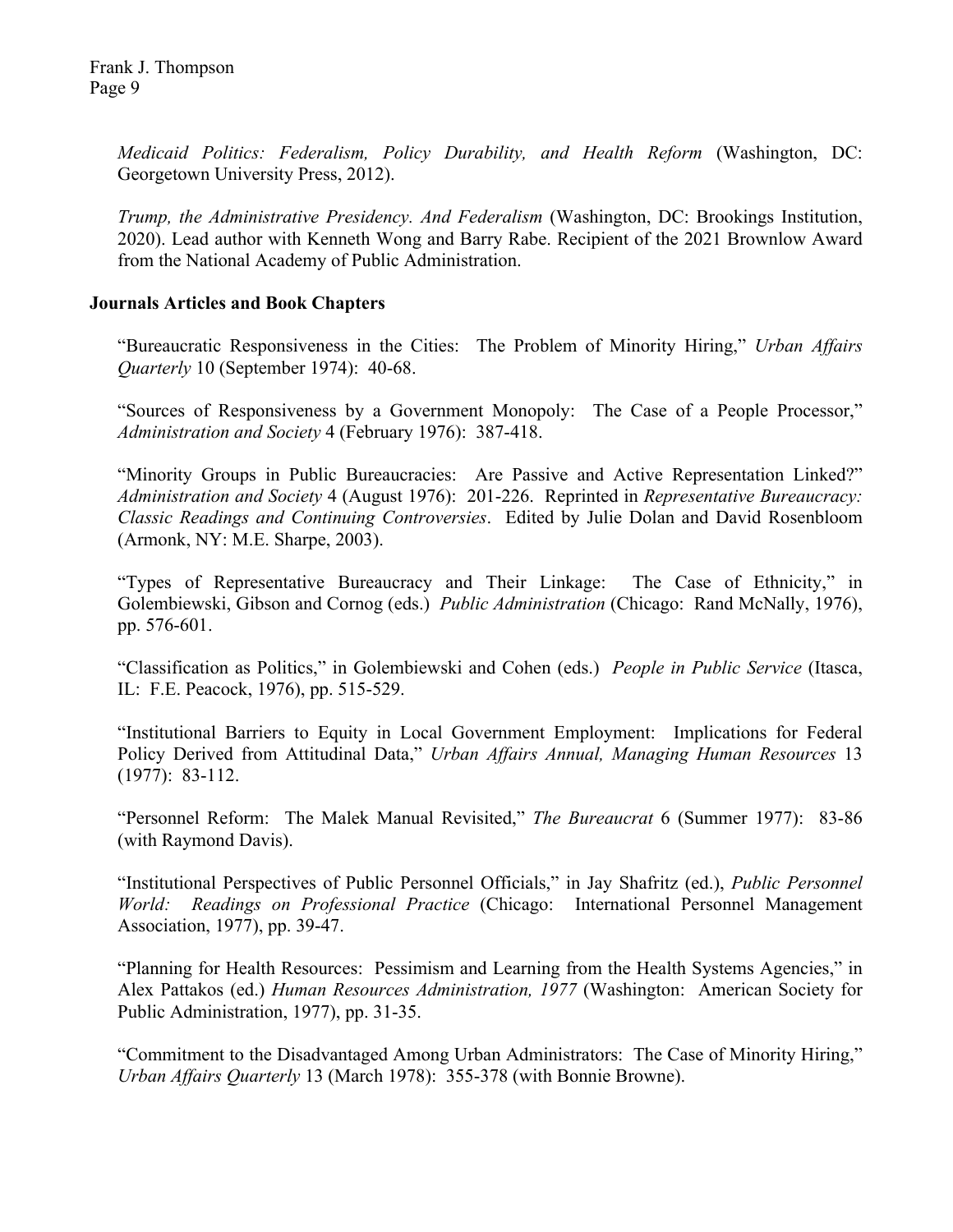*Medicaid Politics: Federalism, Policy Durability, and Health Reform* (Washington, DC: Georgetown University Press, 2012).

*Trump, the Administrative Presidency. And Federalism* (Washington, DC: Brookings Institution, 2020). Lead author with Kenneth Wong and Barry Rabe. Recipient of the 2021 Brownlow Award from the National Academy of Public Administration.

**Journals Articles and Book Chapters**

"Bureaucratic Responsiveness in the Cities: The Problem of Minority Hiring," *Urban Affairs Quarterly* 10 (September 1974): 40-68.

"Sources of Responsiveness by a Government Monopoly: The Case of a People Processor," *Administration and Society* 4 (February 1976): 387-418.

"Minority Groups in Public Bureaucracies: Are Passive and Active Representation Linked?" *Administration and Society* 4 (August 1976): 201-226. Reprinted in *Representative Bureaucracy: Classic Readings and Continuing Controversies*. Edited by Julie Dolan and David Rosenbloom (Armonk, NY: M.E. Sharpe, 2003).

"Types of Representative Bureaucracy and Their Linkage: The Case of Ethnicity," in Golembiewski, Gibson and Cornog (eds.) *Public Administration* (Chicago: Rand McNally, 1976), pp. 576-601.

"Classification as Politics," in Golembiewski and Cohen (eds.) *People in Public Service* (Itasca, IL: F.E. Peacock, 1976), pp. 515-529.

"Institutional Barriers to Equity in Local Government Employment: Implications for Federal Policy Derived from Attitudinal Data," *Urban Affairs Annual, Managing Human Resources* 13 (1977): 83-112.

"Personnel Reform: The Malek Manual Revisited," *The Bureaucrat* 6 (Summer 1977): 83-86 (with Raymond Davis).

"Institutional Perspectives of Public Personnel Officials," in Jay Shafritz (ed.), *Public Personnel World: Readings on Professional Practice* (Chicago: International Personnel Management Association, 1977), pp. 39-47.

"Planning for Health Resources: Pessimism and Learning from the Health Systems Agencies," in Alex Pattakos (ed.) *Human Resources Administration, 1977* (Washington: American Society for Public Administration, 1977), pp. 31-35.

"Commitment to the Disadvantaged Among Urban Administrators: The Case of Minority Hiring," *Urban Affairs Quarterly* 13 (March 1978): 355-378 (with Bonnie Browne).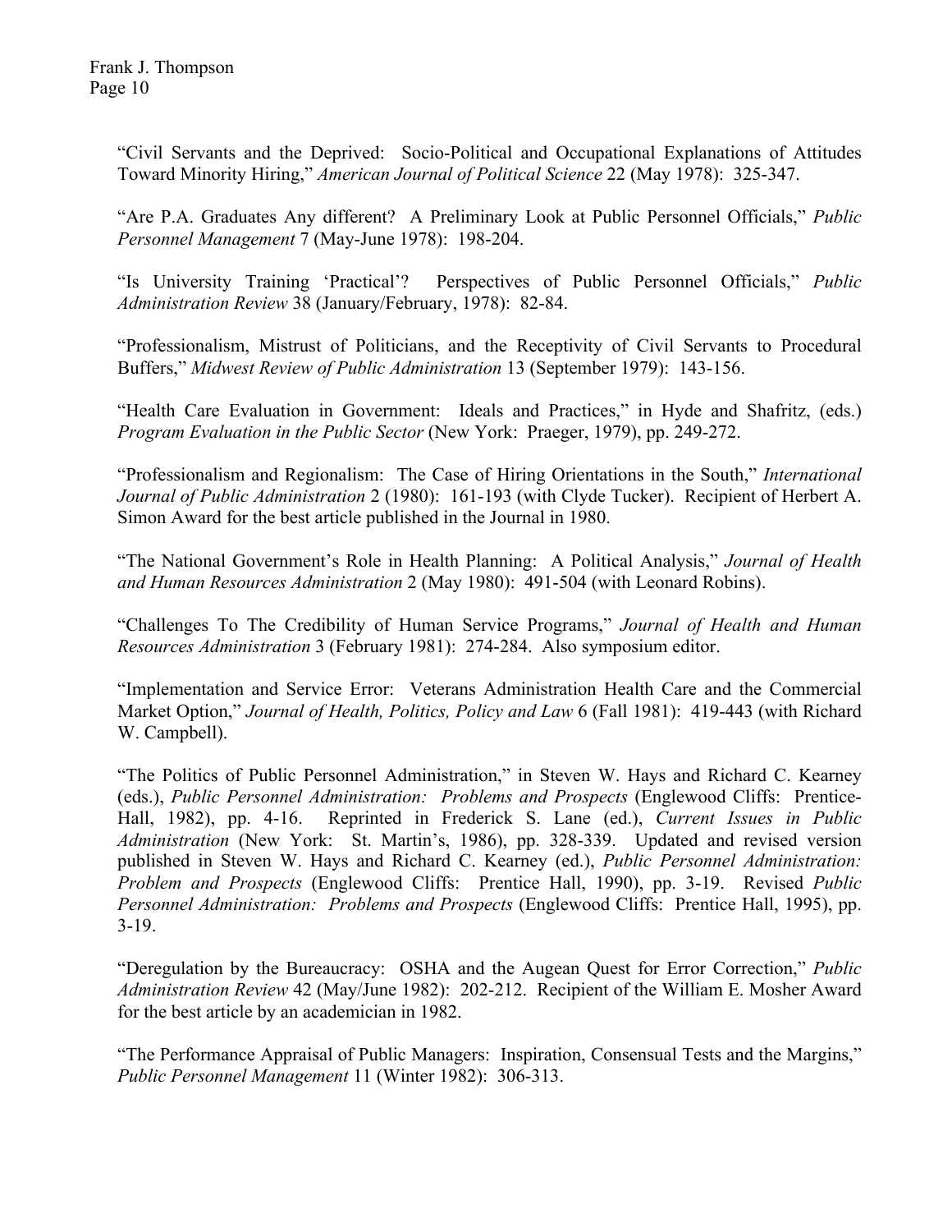"Civil Servants and the Deprived: Socio-Political and Occupational Explanations of Attitudes Toward Minority Hiring," *American Journal of Political Science* 22 (May 1978): 325-347.

"Are P.A. Graduates Any different? A Preliminary Look at Public Personnel Officials," *Public Personnel Management* 7 (May-June 1978): 198-204.

"Is University Training 'Practical'? Perspectives of Public Personnel Officials," *Public Administration Review* 38 (January/February, 1978): 82-84.

"Professionalism, Mistrust of Politicians, and the Receptivity of Civil Servants to Procedural Buffers," *Midwest Review of Public Administration* 13 (September 1979): 143-156.

"Health Care Evaluation in Government: Ideals and Practices," in Hyde and Shafritz, (eds.) *Program Evaluation in the Public Sector* (New York: Praeger, 1979), pp. 249-272.

"Professionalism and Regionalism: The Case of Hiring Orientations in the South," *International Journal of Public Administration* 2 (1980): 161-193 (with Clyde Tucker). Recipient of Herbert A. Simon Award for the best article published in the Journal in 1980.

"The National Government's Role in Health Planning: A Political Analysis," *Journal of Health and Human Resources Administration* 2 (May 1980): 491-504 (with Leonard Robins).

"Challenges To The Credibility of Human Service Programs," *Journal of Health and Human Resources Administration* 3 (February 1981): 274-284. Also symposium editor.

"Implementation and Service Error: Veterans Administration Health Care and the Commercial Market Option," *Journal of Health, Politics, Policy and Law* 6 (Fall 1981): 419-443 (with Richard W. Campbell).

"The Politics of Public Personnel Administration," in Steven W. Hays and Richard C. Kearney (eds.), *Public Personnel Administration: Problems and Prospects* (Englewood Cliffs: Prentice-Hall, 1982), pp. 4-16. Reprinted in Frederick S. Lane (ed.), *Current Issues in Public Administration* (New York: St. Martin's, 1986), pp. 328-339. Updated and revised version published in Steven W. Hays and Richard C. Kearney (ed.), *Public Personnel Administration: Problem and Prospects* (Englewood Cliffs: Prentice Hall, 1990), pp. 3-19. Revised *Public Personnel Administration: Problems and Prospects* (Englewood Cliffs: Prentice Hall, 1995), pp. 3-19.

"Deregulation by the Bureaucracy: OSHA and the Augean Quest for Error Correction," *Public Administration Review* 42 (May/June 1982): 202-212. Recipient of the William E. Mosher Award for the best article by an academician in 1982.

"The Performance Appraisal of Public Managers: Inspiration, Consensual Tests and the Margins," *Public Personnel Management* 11 (Winter 1982): 306-313.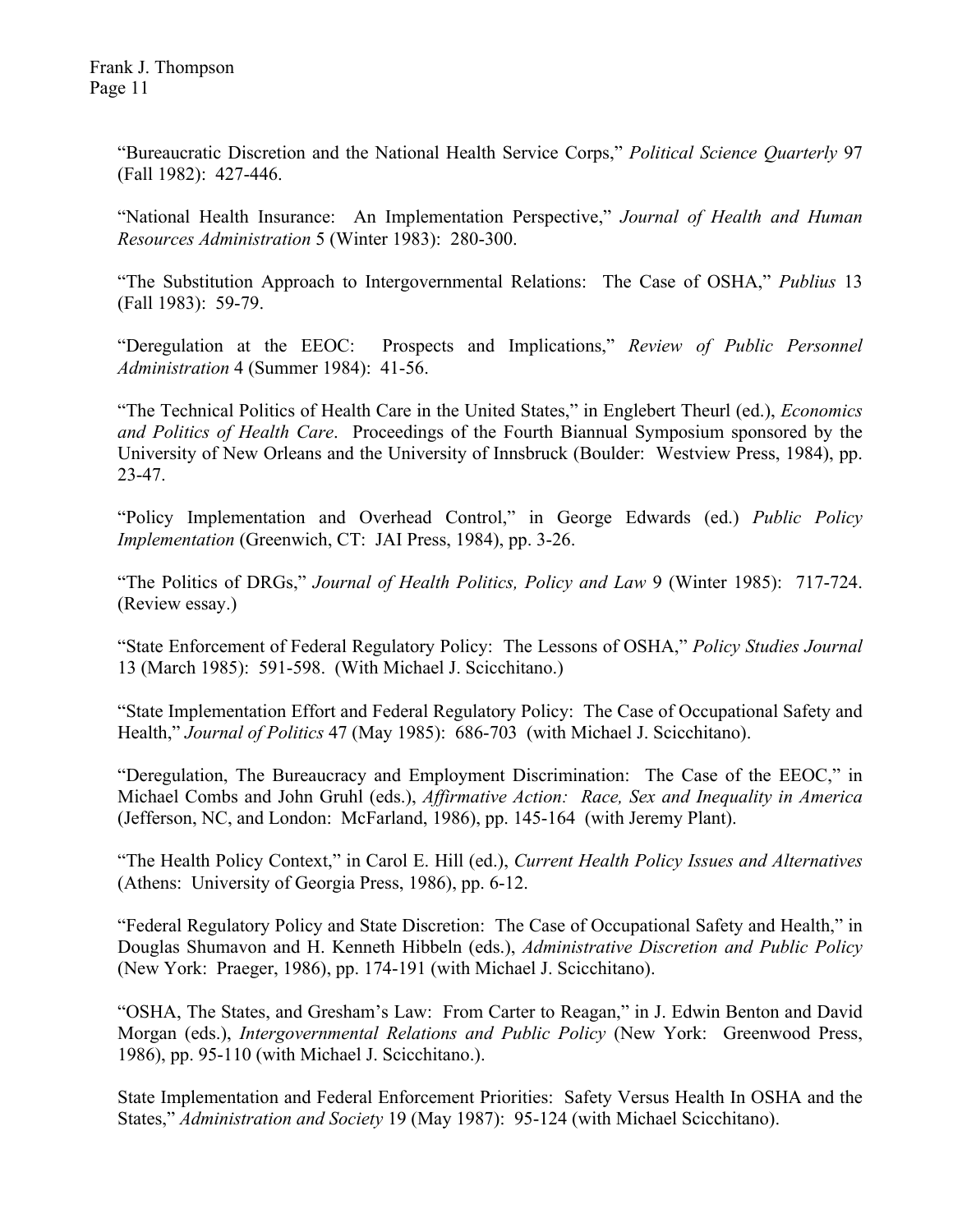"Bureaucratic Discretion and the National Health Service Corps," *Political Science Quarterly* 97 (Fall 1982): 427-446.

"National Health Insurance: An Implementation Perspective," *Journal of Health and Human Resources Administration* 5 (Winter 1983): 280-300.

"The Substitution Approach to Intergovernmental Relations: The Case of OSHA," *Publius* 13 (Fall 1983): 59-79.

"Deregulation at the EEOC: Prospects and Implications," *Review of Public Personnel Administration* 4 (Summer 1984): 41-56.

"The Technical Politics of Health Care in the United States," in Englebert Theurl (ed.), *Economics and Politics of Health Care*. Proceedings of the Fourth Biannual Symposium sponsored by the University of New Orleans and the University of Innsbruck (Boulder: Westview Press, 1984), pp. 23-47.

"Policy Implementation and Overhead Control," in George Edwards (ed.) *Public Policy Implementation* (Greenwich, CT: JAI Press, 1984), pp. 3-26.

"The Politics of DRGs," *Journal of Health Politics, Policy and Law* 9 (Winter 1985): 717-724. (Review essay.)

"State Enforcement of Federal Regulatory Policy: The Lessons of OSHA," *Policy Studies Journal* 13 (March 1985): 591-598. (With Michael J. Scicchitano.)

"State Implementation Effort and Federal Regulatory Policy: The Case of Occupational Safety and Health," *Journal of Politics* 47 (May 1985): 686-703 (with Michael J. Scicchitano).

"Deregulation, The Bureaucracy and Employment Discrimination: The Case of the EEOC," in Michael Combs and John Gruhl (eds.), *Affirmative Action: Race, Sex and Inequality in America* (Jefferson, NC, and London: McFarland, 1986), pp. 145-164 (with Jeremy Plant).

"The Health Policy Context," in Carol E. Hill (ed.), *Current Health Policy Issues and Alternatives* (Athens: University of Georgia Press, 1986), pp. 6-12.

"Federal Regulatory Policy and State Discretion: The Case of Occupational Safety and Health," in Douglas Shumavon and H. Kenneth Hibbeln (eds.), *Administrative Discretion and Public Policy* (New York: Praeger, 1986), pp. 174-191 (with Michael J. Scicchitano).

"OSHA, The States, and Gresham's Law: From Carter to Reagan," in J. Edwin Benton and David Morgan (eds.), *Intergovernmental Relations and Public Policy* (New York: Greenwood Press, 1986), pp. 95-110 (with Michael J. Scicchitano.).

State Implementation and Federal Enforcement Priorities: Safety Versus Health In OSHA and the States," *Administration and Society* 19 (May 1987): 95-124 (with Michael Scicchitano).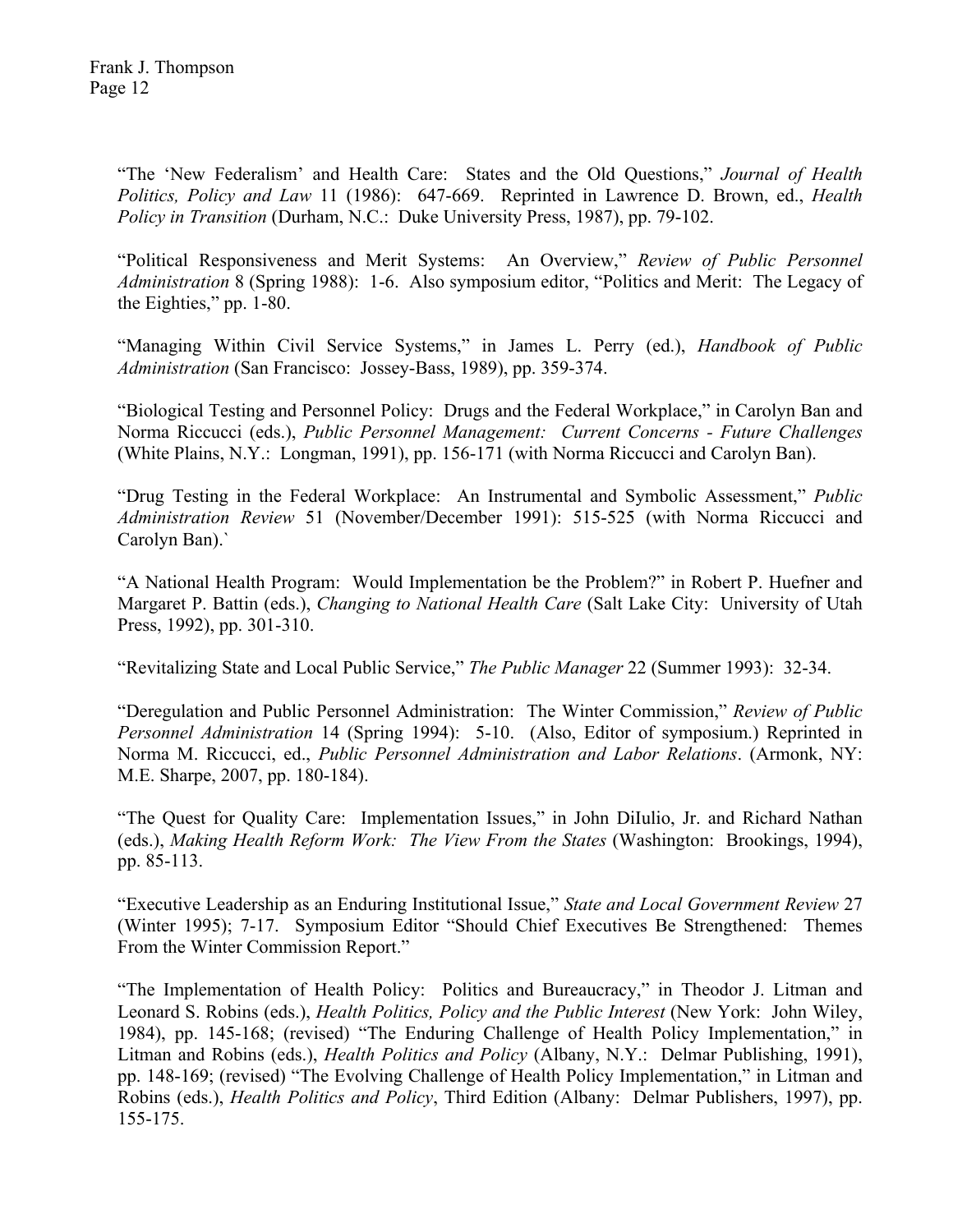"The 'New Federalism' and Health Care: States and the Old Questions," *Journal of Health Politics, Policy and Law* 11 (1986): 647-669. Reprinted in Lawrence D. Brown, ed., *Health Policy in Transition* (Durham, N.C.: Duke University Press, 1987), pp. 79-102.

"Political Responsiveness and Merit Systems: An Overview," *Review of Public Personnel Administration* 8 (Spring 1988): 1-6. Also symposium editor, "Politics and Merit: The Legacy of the Eighties," pp. 1-80.

"Managing Within Civil Service Systems," in James L. Perry (ed.), *Handbook of Public Administration* (San Francisco: Jossey-Bass, 1989), pp. 359-374.

"Biological Testing and Personnel Policy: Drugs and the Federal Workplace," in Carolyn Ban and Norma Riccucci (eds.), *Public Personnel Management: Current Concerns - Future Challenges* (White Plains, N.Y.: Longman, 1991), pp. 156-171 (with Norma Riccucci and Carolyn Ban).

"Drug Testing in the Federal Workplace: An Instrumental and Symbolic Assessment," *Public Administration Review* 51 (November/December 1991): 515-525 (with Norma Riccucci and Carolyn Ban).`

"A National Health Program: Would Implementation be the Problem?" in Robert P. Huefner and Margaret P. Battin (eds.), *Changing to National Health Care* (Salt Lake City: University of Utah Press, 1992), pp. 301-310.

"Revitalizing State and Local Public Service," *The Public Manager* 22 (Summer 1993): 32-34.

"Deregulation and Public Personnel Administration: The Winter Commission," *Review of Public Personnel Administration* 14 (Spring 1994): 5-10. (Also, Editor of symposium.) Reprinted in Norma M. Riccucci, ed., *Public Personnel Administration and Labor Relations*. (Armonk, NY: M.E. Sharpe, 2007, pp. 180-184).

"The Quest for Quality Care: Implementation Issues," in John DiIulio, Jr. and Richard Nathan (eds.), *Making Health Reform Work: The View From the States* (Washington: Brookings, 1994), pp. 85-113.

"Executive Leadership as an Enduring Institutional Issue," *State and Local Government Review* 27 (Winter 1995); 7-17. Symposium Editor "Should Chief Executives Be Strengthened: Themes From the Winter Commission Report."

"The Implementation of Health Policy: Politics and Bureaucracy," in Theodor J. Litman and Leonard S. Robins (eds.), *Health Politics, Policy and the Public Interest* (New York: John Wiley, 1984), pp. 145-168; (revised) "The Enduring Challenge of Health Policy Implementation," in Litman and Robins (eds.), *Health Politics and Policy* (Albany, N.Y.: Delmar Publishing, 1991), pp. 148-169; (revised) "The Evolving Challenge of Health Policy Implementation," in Litman and Robins (eds.), *Health Politics and Policy*, Third Edition (Albany: Delmar Publishers, 1997), pp. 155-175.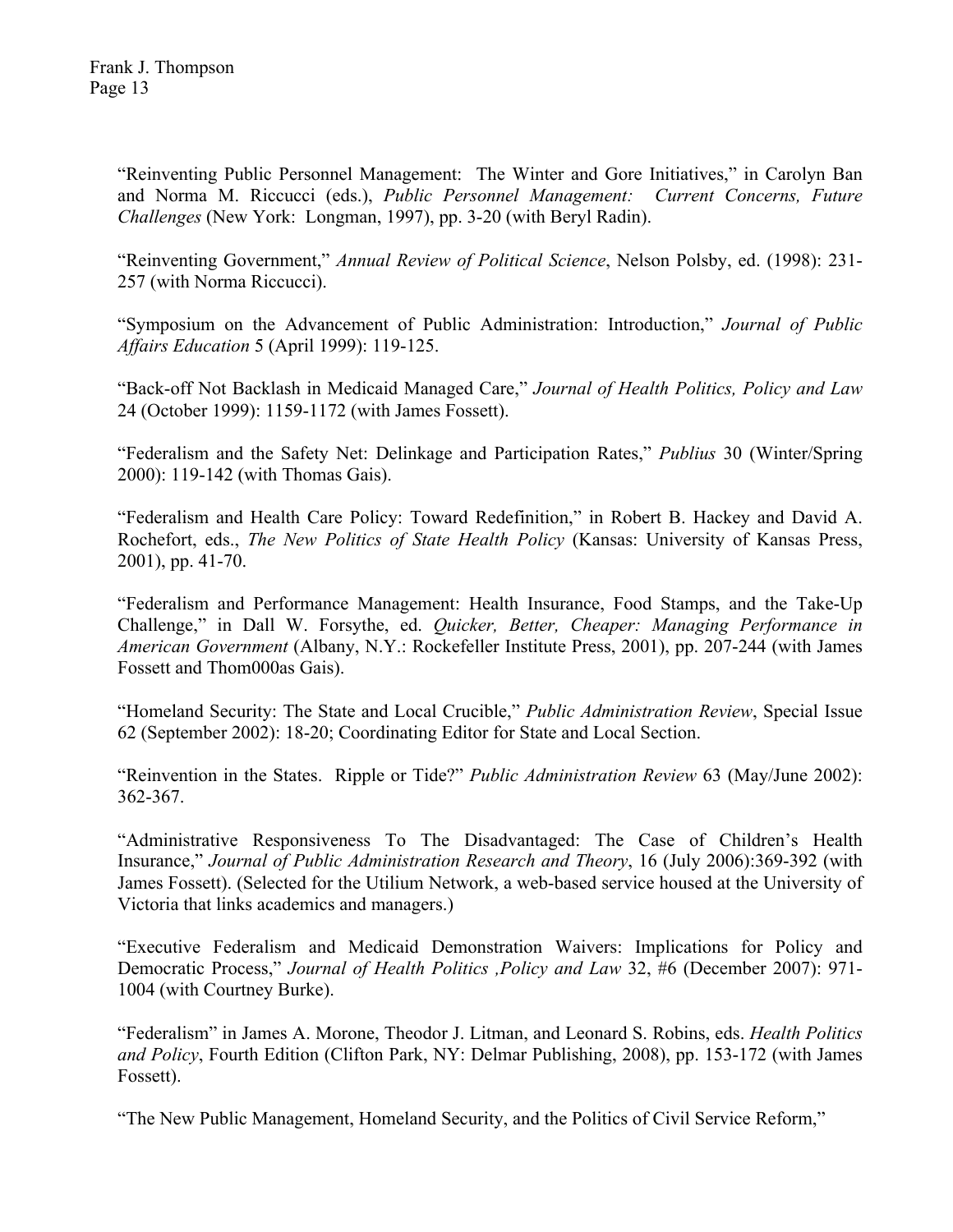"Reinventing Public Personnel Management: The Winter and Gore Initiatives," in Carolyn Ban and Norma M. Riccucci (eds.), *Public Personnel Management: Current Concerns, Future Challenges* (New York: Longman, 1997), pp. 3-20 (with Beryl Radin).

"Reinventing Government," *Annual Review of Political Science*, Nelson Polsby, ed. (1998): 231-257 (with Norma Riccucci).

"Symposium on the Advancement of Public Administration: Introduction," *Journal of Public Affairs Education* 5 (April 1999): 119-125.

"Back-off Not Backlash in Medicaid Managed Care," *Journal of Health Politics, Policy and Law* 24 (October 1999): 1159-1172 (with James Fossett).

"Federalism and the Safety Net: Delinkage and Participation Rates," *Publius* 30 (Winter/Spring 2000): 119-142 (with Thomas Gais).

"Federalism and Health Care Policy: Toward Redefinition," in Robert B. Hackey and David A. Rochefort, eds., *The New Politics of State Health Policy* (Kansas: University of Kansas Press, 2001), pp. 41-70.

"Federalism and Performance Management: Health Insurance, Food Stamps, and the Take-Up Challenge," in Dall W. Forsythe, ed. *Quicker, Better, Cheaper: Managing Performance in American Government* (Albany, N.Y.: Rockefeller Institute Press, 2001), pp. 207-244 (with James Fossett and Thom000as Gais).

"Homeland Security: The State and Local Crucible," *Public Administration Review*, Special Issue 62 (September 2002): 18-20; Coordinating Editor for State and Local Section.

"Reinvention in the States. Ripple or Tide?" *Public Administration Review* 63 (May/June 2002): 362-367.

"Administrative Responsiveness To The Disadvantaged: The Case of Children's Health Insurance," *Journal of Public Administration Research and Theory*, 16 (July 2006):369-392 (with James Fossett). (Selected for the Utilium Network, a web-based service housed at the University of Victoria that links academics and managers.)

"Executive Federalism and Medicaid Demonstration Waivers: Implications for Policy and Democratic Process," *Journal of Health Politics ,Policy and Law* 32, #6 (December 2007): 971-1004 (with Courtney Burke).

"Federalism" in James A. Morone, Theodor J. Litman, and Leonard S. Robins, eds. *Health Politics and Policy*, Fourth Edition (Clifton Park, NY: Delmar Publishing, 2008), pp. 153-172 (with James Fossett).

"The New Public Management, Homeland Security, and the Politics of Civil Service Reform,"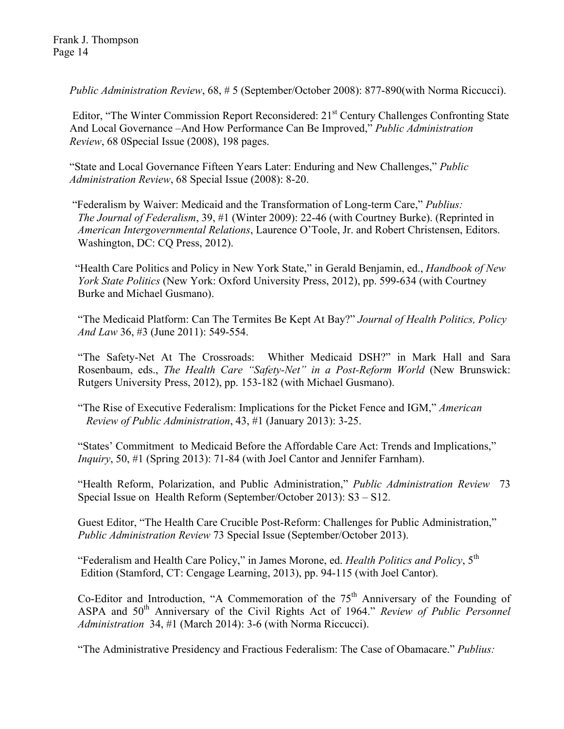*Public Administration Review*, 68, # 5 (September/October 2008): 877-890(with Norma Riccucci).

Editor, "The Winter Commission Report Reconsidered: 21st Century Challenges Confronting State And Local Governance –And How Performance Can Be Improved," *Public Administration Review*, 68 0Special Issue (2008), 198 pages.

"State and Local Governance Fifteen Years Later: Enduring and New Challenges," *Public Administration Review*, 68 Special Issue (2008): 8-20.

"Federalism by Waiver: Medicaid and the Transformation of Long-term Care," *Publius: The Journal of Federalism*, 39, #1 (Winter 2009): 22-46 (with Courtney Burke). (Reprinted in *American Intergovernmental Relations*, Laurence O'Toole, Jr. and Robert Christensen, Editors. Washington, DC: CQ Press, 2012).

"Health Care Politics and Policy in New York State," in Gerald Benjamin, ed., *Handbook of New York State Politics* (New York: Oxford University Press, 2012), pp. 599-634 (with Courtney Burke and Michael Gusmano).

"The Medicaid Platform: Can The Termites Be Kept At Bay?" *Journal of Health Politics, Policy And Law* 36, #3 (June 2011): 549-554.

"The Safety-Net At The Crossroads: Whither Medicaid DSH?" in Mark Hall and Sara Rosenbaum, eds., *The Health Care "Safety-Net" in a Post-Reform World* (New Brunswick: Rutgers University Press, 2012), pp. 153-182 (with Michael Gusmano).

"The Rise of Executive Federalism: Implications for the Picket Fence and IGM," *American Review of Public Administration*, 43, #1 (January 2013): 3-25.

"States' Commitment to Medicaid Before the Affordable Care Act: Trends and Implications," *Inquiry*, 50, #1 (Spring 2013): 71-84 (with Joel Cantor and Jennifer Farnham).

"Health Reform, Polarization, and Public Administration," *Public Administration Review* 73 Special Issue on Health Reform (September/October 2013): S3 – S12.

Guest Editor, "The Health Care Crucible Post-Reform: Challenges for Public Administration," *Public Administration Review* 73 Special Issue (September/October 2013).

"Federalism and Health Care Policy," in James Morone, ed. *Health Politics and Policy*, 5th Edition (Stamford, CT: Cengage Learning, 2013), pp. 94-115 (with Joel Cantor).

Co-Editor and Introduction, "A Commemoration of the 75th Anniversary of the Founding of ASPA and 50th Anniversary of the Civil Rights Act of 1964." *Review of Public Personnel Administration* 34, #1 (March 2014): 3-6 (with Norma Riccucci).

"The Administrative Presidency and Fractious Federalism: The Case of Obamacare." *Publius:*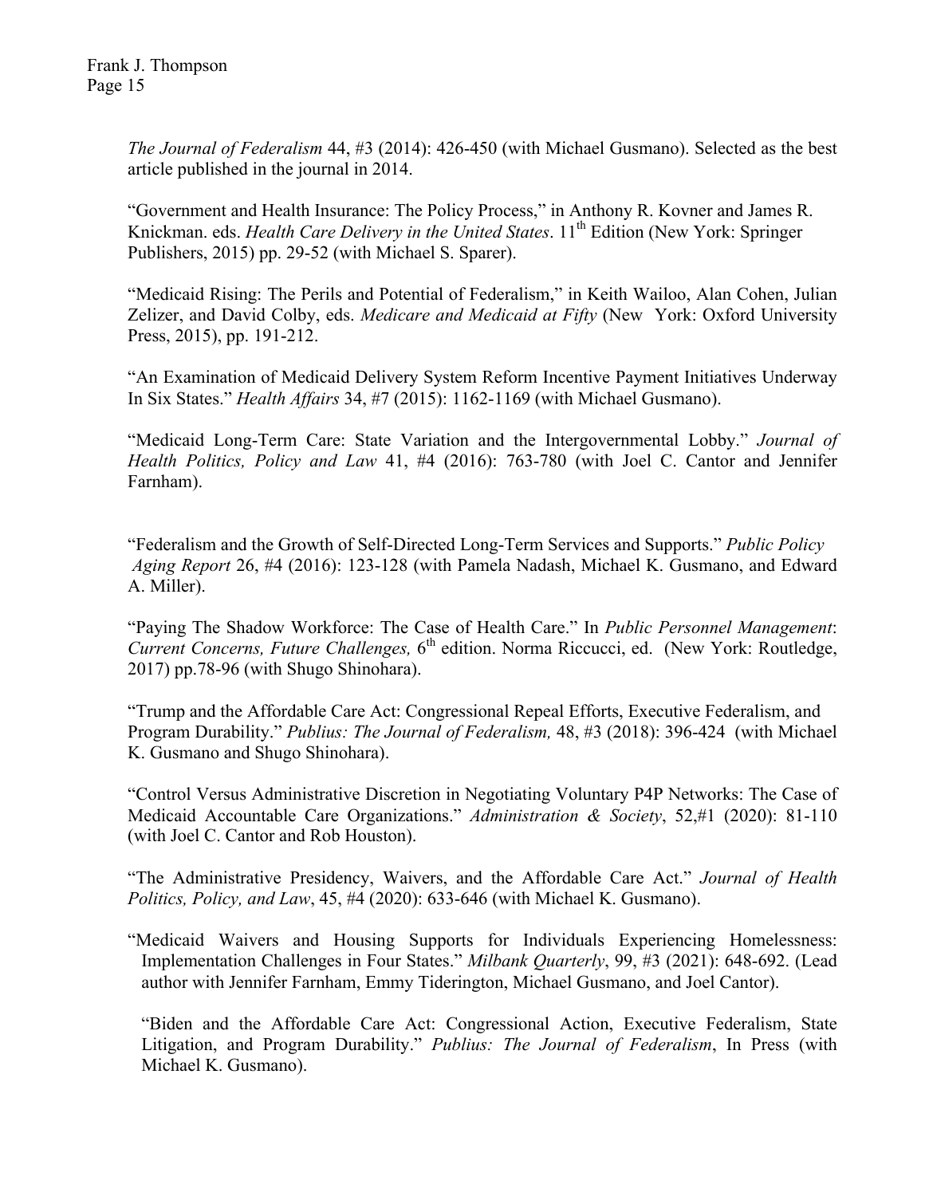*The Journal of Federalism* 44, #3 (2014): 426-450 (with Michael Gusmano). Selected as the best article published in the journal in 2014.

"Government and Health Insurance: The Policy Process," in Anthony R. Kovner and James R. Knickman. eds. *Health Care Delivery in the United States*. 11th Edition (New York: Springer Publishers, 2015) pp. 29-52 (with Michael S. Sparer).

"Medicaid Rising: The Perils and Potential of Federalism," in Keith Wailoo, Alan Cohen, Julian Zelizer, and David Colby, eds. *Medicare and Medicaid at Fifty* (New York: Oxford University Press, 2015), pp. 191-212.

"An Examination of Medicaid Delivery System Reform Incentive Payment Initiatives Underway In Six States." *Health Affairs* 34, #7 (2015): 1162-1169 (with Michael Gusmano).

"Medicaid Long-Term Care: State Variation and the Intergovernmental Lobby." *Journal of Health Politics, Policy and Law* 41, #4 (2016): 763-780 (with Joel C. Cantor and Jennifer Farnham).

"Federalism and the Growth of Self-Directed Long-Term Services and Supports." *Public Policy Aging Report* 26, #4 (2016): 123-128 (with Pamela Nadash, Michael K. Gusmano, and Edward A. Miller).

"Paying The Shadow Workforce: The Case of Health Care." In *Public Personnel Management*: *Current Concerns, Future Challenges,* 6th edition. Norma Riccucci, ed. (New York: Routledge, 2017) pp.78-96 (with Shugo Shinohara).

"Trump and the Affordable Care Act: Congressional Repeal Efforts, Executive Federalism, and Program Durability." *Publius: The Journal of Federalism,* 48, #3 (2018): 396-424 (with Michael K. Gusmano and Shugo Shinohara).

"Control Versus Administrative Discretion in Negotiating Voluntary P4P Networks: The Case of Medicaid Accountable Care Organizations." *Administration & Society*, 52,#1 (2020): 81-110 (with Joel C. Cantor and Rob Houston).

"The Administrative Presidency, Waivers, and the Affordable Care Act." *Journal of Health Politics, Policy, and Law*, 45, #4 (2020): 633-646 (with Michael K. Gusmano).

"Medicaid Waivers and Housing Supports for Individuals Experiencing Homelessness: Implementation Challenges in Four States." *Milbank Quarterly*, 99, #3 (2021): 648-692. (Lead author with Jennifer Farnham, Emmy Tiderington, Michael Gusmano, and Joel Cantor).

"Biden and the Affordable Care Act: Congressional Action, Executive Federalism, State Litigation, and Program Durability." *Publius: The Journal of Federalism*, In Press (with Michael K. Gusmano).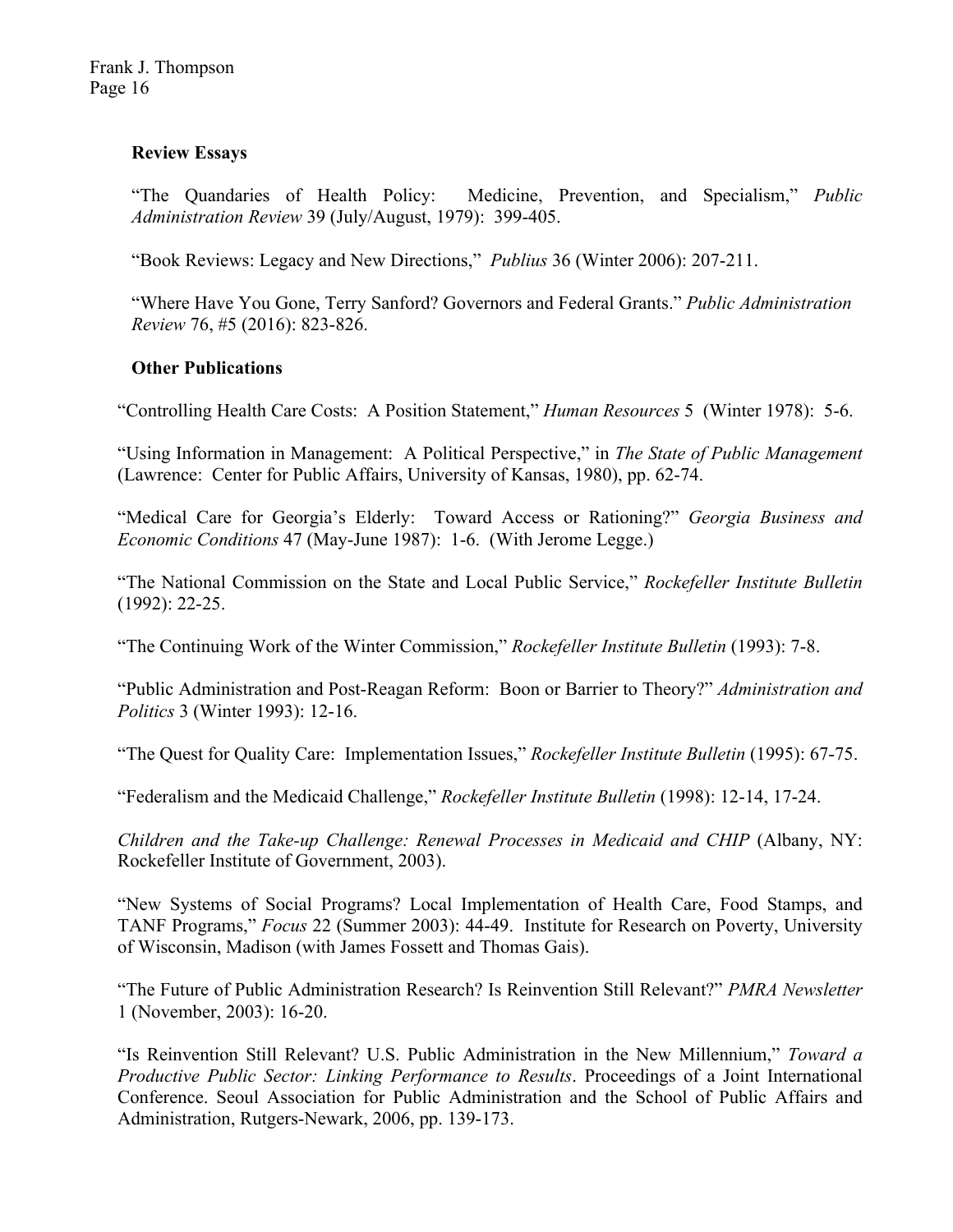### Review Essays

"The Quandaries of Health Policy: Medicine, Prevention, and Specialism," *Public Administration Review* 39 (July/August, 1979): 399-405.

"Book Reviews: Legacy and New Directions," *Publius* 36 (Winter 2006): 207-211.

"Where Have You Gone, Terry Sanford? Governors and Federal Grants." *Public Administration Review* 76, #5 (2016): 823-826.

### Other Publications

"Controlling Health Care Costs: A Position Statement," *Human Resources* 5 (Winter 1978): 5-6.

"Using Information in Management: A Political Perspective," in *The State of Public Management* (Lawrence: Center for Public Affairs, University of Kansas, 1980), pp. 62-74.

"Medical Care for Georgia's Elderly: Toward Access or Rationing?" *Georgia Business and Economic Conditions* 47 (May-June 1987): 1-6. (With Jerome Legge.)

"The National Commission on the State and Local Public Service," *Rockefeller Institute Bulletin* (1992): 22-25.

"The Continuing Work of the Winter Commission," *Rockefeller Institute Bulletin* (1993): 7-8.

"Public Administration and Post-Reagan Reform: Boon or Barrier to Theory?" *Administration and Politics* 3 (Winter 1993): 12-16.

"The Quest for Quality Care: Implementation Issues," *Rockefeller Institute Bulletin* (1995): 67-75.

"Federalism and the Medicaid Challenge," *Rockefeller Institute Bulletin* (1998): 12-14, 17-24.

*Children and the Take-up Challenge: Renewal Processes in Medicaid and CHIP* (Albany, NY: Rockefeller Institute of Government, 2003).

"New Systems of Social Programs? Local Implementation of Health Care, Food Stamps, and TANF Programs," *Focus* 22 (Summer 2003): 44-49. Institute for Research on Poverty, University of Wisconsin, Madison (with James Fossett and Thomas Gais).

"The Future of Public Administration Research? Is Reinvention Still Relevant?" *PMRA Newsletter* 1 (November, 2003): 16-20.

"Is Reinvention Still Relevant? U.S. Public Administration in the New Millennium," *Toward a Productive Public Sector: Linking Performance to Results*. Proceedings of a Joint International Conference. Seoul Association for Public Administration and the School of Public Affairs and Administration, Rutgers-Newark, 2006, pp. 139-173.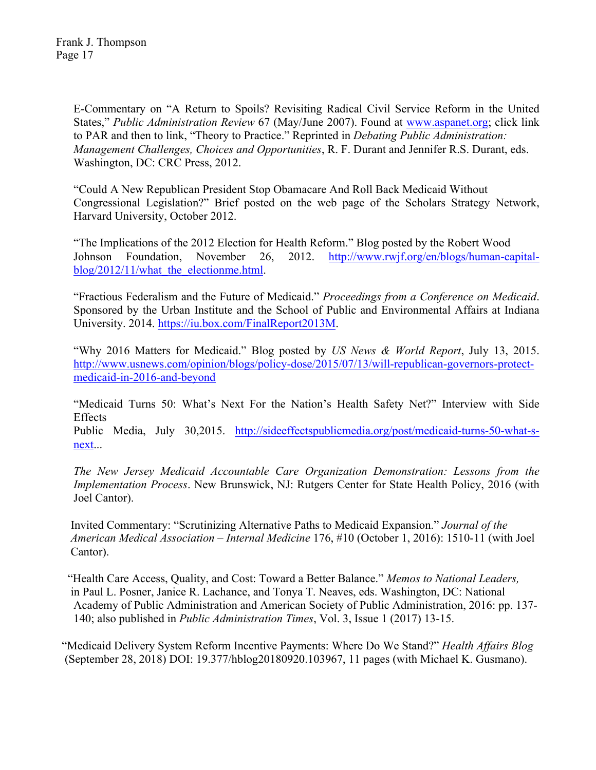E-Commentary on "A Return to Spoils? Revisiting Radical Civil Service Reform in the United States," *Public Administration Review* 67 (May/June 2007). Found at www.aspanet.org; click link to PAR and then to link, "Theory to Practice." Reprinted in *Debating Public Administration: Management Challenges, Choices and Opportunities*, R. F. Durant and Jennifer R.S. Durant, eds. Washington, DC: CRC Press, 2012.

"Could A New Republican President Stop Obamacare And Roll Back Medicaid Without Congressional Legislation?" Brief posted on the web page of the Scholars Strategy Network, Harvard University, October 2012.

"The Implications of the 2012 Election for Health Reform." Blog posted by the Robert Wood Johnson Foundation, November 26, 2012. http://www.rwjf.org/en/blogs/human-capital-blog/2012/11/what_the_electionme.html.

"Fractious Federalism and the Future of Medicaid." *Proceedings from a Conference on Medicaid*. Sponsored by the Urban Institute and the School of Public and Environmental Affairs at Indiana University. 2014. https://iu.box.com/FinalReport2013M.

"Why 2016 Matters for Medicaid." Blog posted by *US News & World Report*, July 13, 2015. http://www.usnews.com/opinion/blogs/policy-dose/2015/07/13/will-republican-governors-protect-medicaid-in-2016-and-beyond

"Medicaid Turns 50: What's Next For the Nation's Health Safety Net?" Interview with Side Effects Public Media, July 30,2015. http://sideeffectspublicmedia.org/post/medicaid-turns-50-what-s-next...

*The New Jersey Medicaid Accountable Care Organization Demonstration: Lessons from the Implementation Process*. New Brunswick, NJ: Rutgers Center for State Health Policy, 2016 (with Joel Cantor).

Invited Commentary: "Scrutinizing Alternative Paths to Medicaid Expansion." *Journal of the American Medical Association – Internal Medicine* 176, #10 (October 1, 2016): 1510-11 (with Joel Cantor).

"Health Care Access, Quality, and Cost: Toward a Better Balance." *Memos to National Leaders,* in Paul L. Posner, Janice R. Lachance, and Tonya T. Neaves, eds. Washington, DC: National Academy of Public Administration and American Society of Public Administration, 2016: pp. 137-140; also published in *Public Administration Times*, Vol. 3, Issue 1 (2017) 13-15.

"Medicaid Delivery System Reform Incentive Payments: Where Do We Stand?" *Health Affairs Blog* (September 28, 2018) DOI: 19.377/hblog20180920.103967, 11 pages (with Michael K. Gusmano).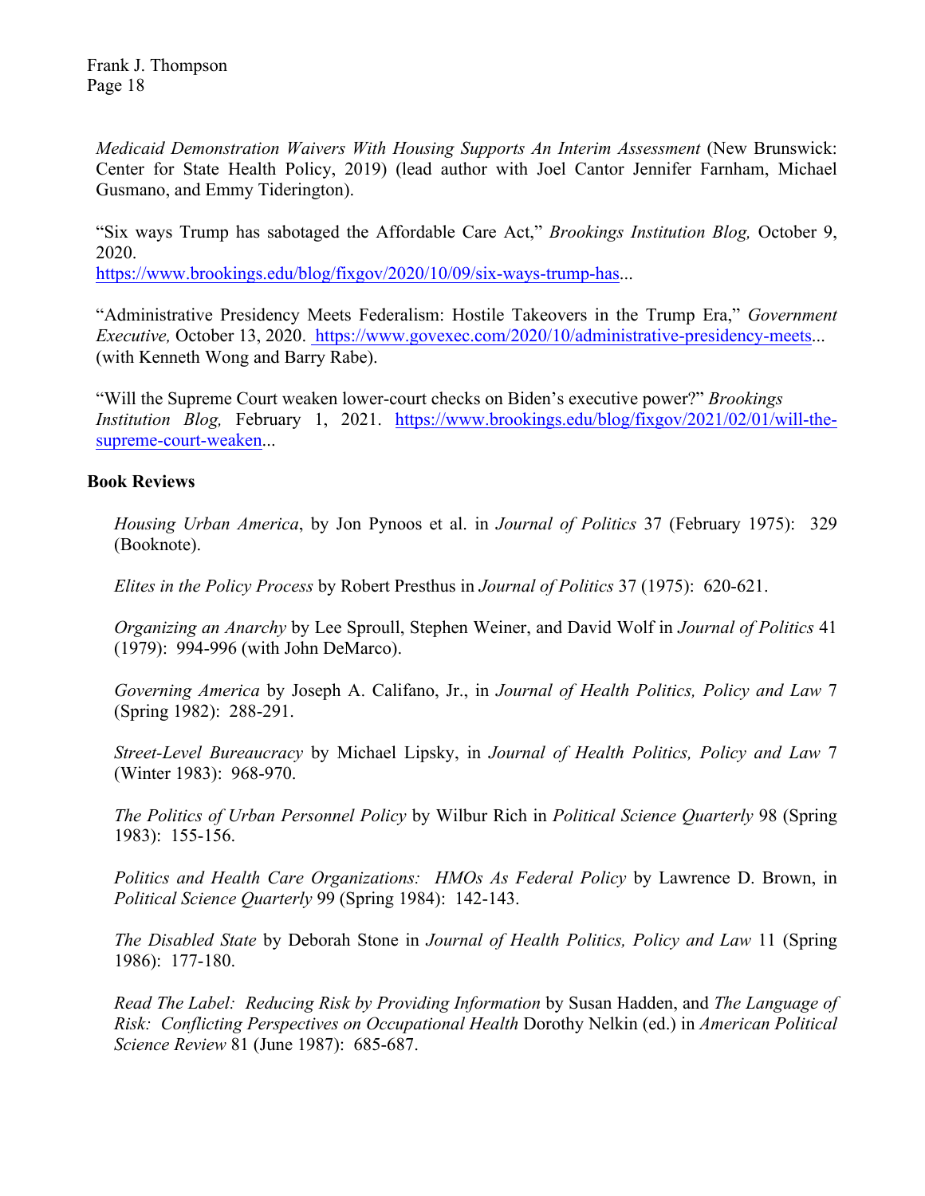*Medicaid Demonstration Waivers With Housing Supports An Interim Assessment* (New Brunswick: Center for State Health Policy, 2019) (lead author with Joel Cantor Jennifer Farnham, Michael Gusmano, and Emmy Tiderington).

"Six ways Trump has sabotaged the Affordable Care Act," *Brookings Institution Blog,* October 9, 2020.
https://www.brookings.edu/blog/fixgov/2020/10/09/six-ways-trump-has...

"Administrative Presidency Meets Federalism: Hostile Takeovers in the Trump Era," *Government Executive,* October 13, 2020. https://www.govexec.com/2020/10/administrative-presidency-meets... (with Kenneth Wong and Barry Rabe).

"Will the Supreme Court weaken lower-court checks on Biden's executive power?" *Brookings Institution Blog,* February 1, 2021. https://www.brookings.edu/blog/fixgov/2021/02/01/will-the-supreme-court-weaken...

**Book Reviews**

*Housing Urban America*, by Jon Pynoos et al. in *Journal of Politics* 37 (February 1975): 329 (Booknote).

*Elites in the Policy Process* by Robert Presthus in *Journal of Politics* 37 (1975): 620-621.

*Organizing an Anarchy* by Lee Sproull, Stephen Weiner, and David Wolf in *Journal of Politics* 41 (1979): 994-996 (with John DeMarco).

*Governing America* by Joseph A. Califano, Jr., in *Journal of Health Politics, Policy and Law* 7 (Spring 1982): 288-291.

*Street-Level Bureaucracy* by Michael Lipsky, in *Journal of Health Politics, Policy and Law* 7 (Winter 1983): 968-970.

*The Politics of Urban Personnel Policy* by Wilbur Rich in *Political Science Quarterly* 98 (Spring 1983): 155-156.

*Politics and Health Care Organizations: HMOs As Federal Policy* by Lawrence D. Brown, in *Political Science Quarterly* 99 (Spring 1984): 142-143.

*The Disabled State* by Deborah Stone in *Journal of Health Politics, Policy and Law* 11 (Spring 1986): 177-180.

*Read The Label: Reducing Risk by Providing Information* by Susan Hadden, and *The Language of Risk: Conflicting Perspectives on Occupational Health* Dorothy Nelkin (ed.) in *American Political Science Review* 81 (June 1987): 685-687.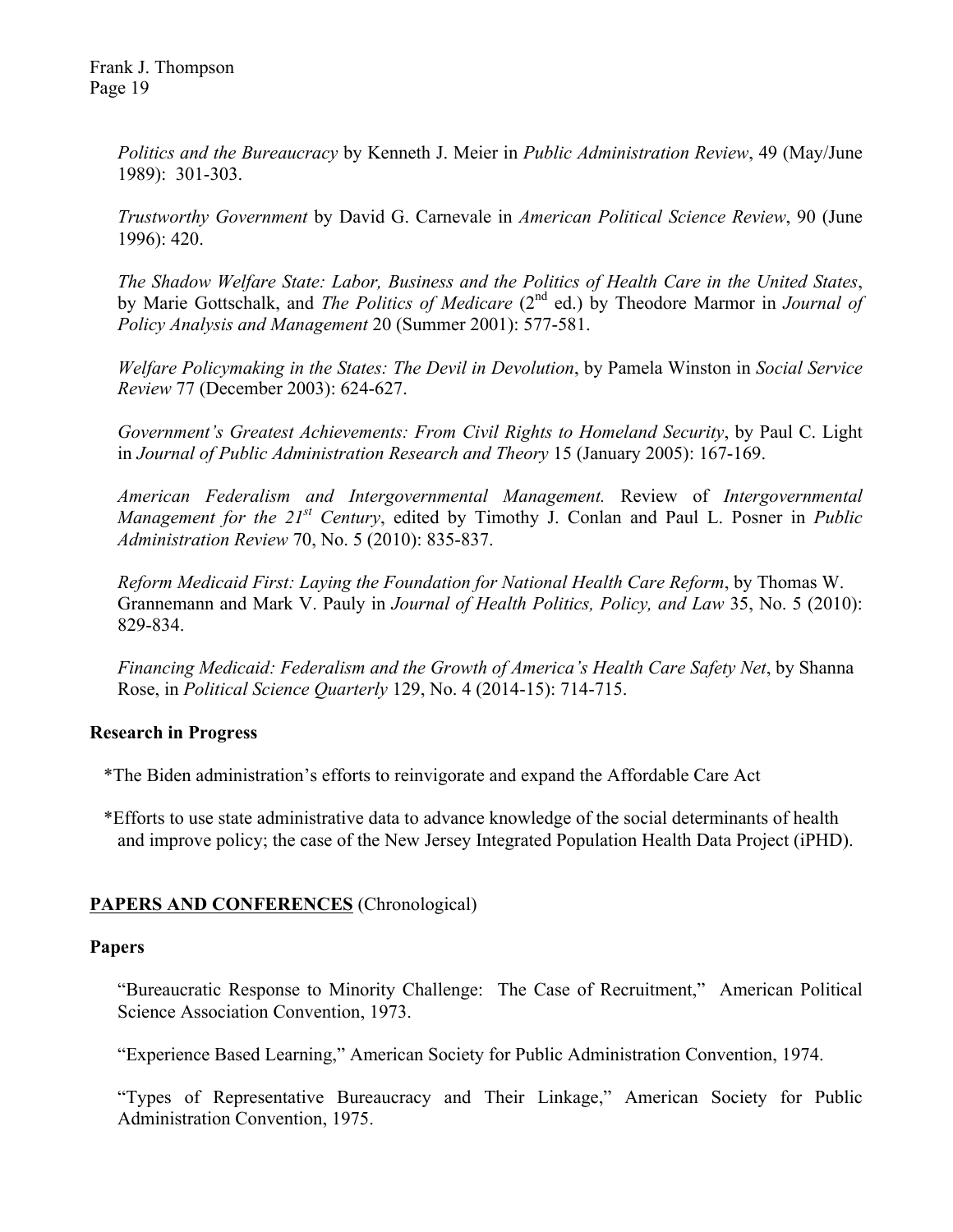*Politics and the Bureaucracy* by Kenneth J. Meier in *Public Administration Review*, 49 (May/June 1989): 301-303.

*Trustworthy Government* by David G. Carnevale in *American Political Science Review*, 90 (June 1996): 420.

*The Shadow Welfare State: Labor, Business and the Politics of Health Care in the United States*, by Marie Gottschalk, and *The Politics of Medicare* (2nd ed.) by Theodore Marmor in *Journal of Policy Analysis and Management* 20 (Summer 2001): 577-581.

*Welfare Policymaking in the States: The Devil in Devolution*, by Pamela Winston in *Social Service Review* 77 (December 2003): 624-627.

*Government's Greatest Achievements: From Civil Rights to Homeland Security*, by Paul C. Light in *Journal of Public Administration Research and Theory* 15 (January 2005): 167-169.

*American Federalism and Intergovernmental Management.* Review of *Intergovernmental Management for the 21st Century*, edited by Timothy J. Conlan and Paul L. Posner in *Public Administration Review* 70, No. 5 (2010): 835-837.

*Reform Medicaid First: Laying the Foundation for National Health Care Reform*, by Thomas W. Grannemann and Mark V. Pauly in *Journal of Health Politics, Policy, and Law* 35, No. 5 (2010): 829-834.

*Financing Medicaid: Federalism and the Growth of America's Health Care Safety Net*, by Shanna Rose, in *Political Science Quarterly* 129, No. 4 (2014-15): 714-715.

**Research in Progress**

*The Biden administration's efforts to reinvigorate and expand the Affordable Care Act

*Efforts to use state administrative data to advance knowledge of the social determinants of health and improve policy; the case of the New Jersey Integrated Population Health Data Project (iPHD).

## PAPERS AND CONFERENCES (Chronological)

**Papers**

"Bureaucratic Response to Minority Challenge: The Case of Recruitment," American Political Science Association Convention, 1973.

"Experience Based Learning," American Society for Public Administration Convention, 1974.

"Types of Representative Bureaucracy and Their Linkage," American Society for Public Administration Convention, 1975.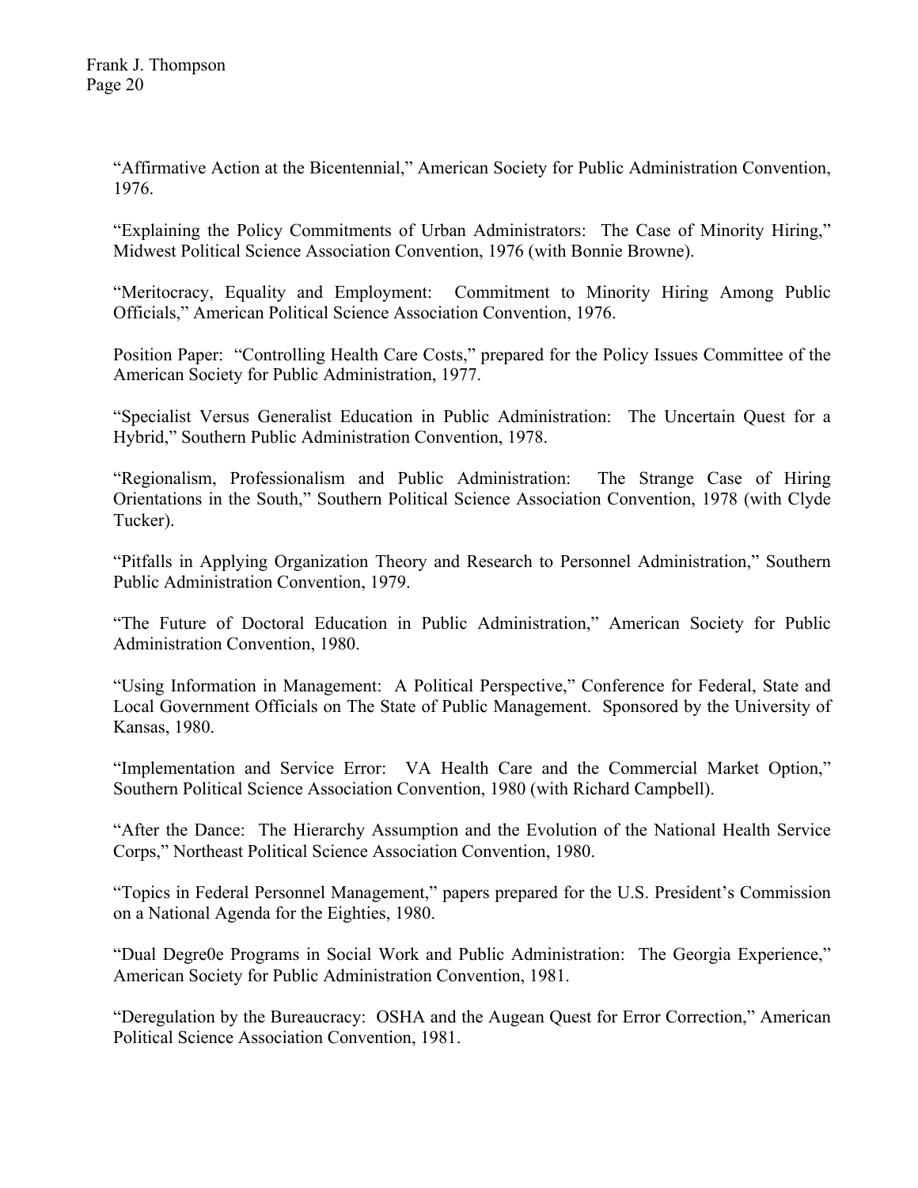"Affirmative Action at the Bicentennial," American Society for Public Administration Convention, 1976.

"Explaining the Policy Commitments of Urban Administrators: The Case of Minority Hiring," Midwest Political Science Association Convention, 1976 (with Bonnie Browne).

"Meritocracy, Equality and Employment: Commitment to Minority Hiring Among Public Officials," American Political Science Association Convention, 1976.

Position Paper: "Controlling Health Care Costs," prepared for the Policy Issues Committee of the American Society for Public Administration, 1977.

"Specialist Versus Generalist Education in Public Administration: The Uncertain Quest for a Hybrid," Southern Public Administration Convention, 1978.

"Regionalism, Professionalism and Public Administration: The Strange Case of Hiring Orientations in the South," Southern Political Science Association Convention, 1978 (with Clyde Tucker).

"Pitfalls in Applying Organization Theory and Research to Personnel Administration," Southern Public Administration Convention, 1979.

"The Future of Doctoral Education in Public Administration," American Society for Public Administration Convention, 1980.

"Using Information in Management: A Political Perspective," Conference for Federal, State and Local Government Officials on The State of Public Management. Sponsored by the University of Kansas, 1980.

"Implementation and Service Error: VA Health Care and the Commercial Market Option," Southern Political Science Association Convention, 1980 (with Richard Campbell).

"After the Dance: The Hierarchy Assumption and the Evolution of the National Health Service Corps," Northeast Political Science Association Convention, 1980.

"Topics in Federal Personnel Management," papers prepared for the U.S. President's Commission on a National Agenda for the Eighties, 1980.

"Dual Degre0e Programs in Social Work and Public Administration: The Georgia Experience," American Society for Public Administration Convention, 1981.

"Deregulation by the Bureaucracy: OSHA and the Augean Quest for Error Correction," American Political Science Association Convention, 1981.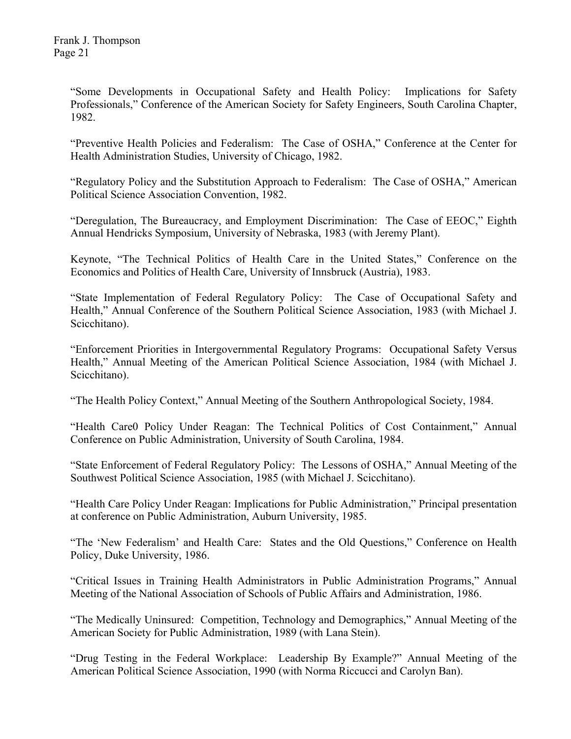“Some Developments in Occupational Safety and Health Policy: Implications for Safety Professionals,” Conference of the American Society for Safety Engineers, South Carolina Chapter, 1982.

“Preventive Health Policies and Federalism: The Case of OSHA,” Conference at the Center for Health Administration Studies, University of Chicago, 1982.

“Regulatory Policy and the Substitution Approach to Federalism: The Case of OSHA,” American Political Science Association Convention, 1982.

“Deregulation, The Bureaucracy, and Employment Discrimination: The Case of EEOC,” Eighth Annual Hendricks Symposium, University of Nebraska, 1983 (with Jeremy Plant).

Keynote, “The Technical Politics of Health Care in the United States,” Conference on the Economics and Politics of Health Care, University of Innsbruck (Austria), 1983.

“State Implementation of Federal Regulatory Policy: The Case of Occupational Safety and Health,” Annual Conference of the Southern Political Science Association, 1983 (with Michael J. Scicchitano).

“Enforcement Priorities in Intergovernmental Regulatory Programs: Occupational Safety Versus Health,” Annual Meeting of the American Political Science Association, 1984 (with Michael J. Scicchitano).

“The Health Policy Context,” Annual Meeting of the Southern Anthropological Society, 1984.

“Health Care0 Policy Under Reagan: The Technical Politics of Cost Containment,” Annual Conference on Public Administration, University of South Carolina, 1984.

“State Enforcement of Federal Regulatory Policy: The Lessons of OSHA,” Annual Meeting of the Southwest Political Science Association, 1985 (with Michael J. Scicchitano).

“Health Care Policy Under Reagan: Implications for Public Administration,” Principal presentation at conference on Public Administration, Auburn University, 1985.

“The ‘New Federalism’ and Health Care: States and the Old Questions,” Conference on Health Policy, Duke University, 1986.

“Critical Issues in Training Health Administrators in Public Administration Programs,” Annual Meeting of the National Association of Schools of Public Affairs and Administration, 1986.

“The Medically Uninsured: Competition, Technology and Demographics,” Annual Meeting of the American Society for Public Administration, 1989 (with Lana Stein).

“Drug Testing in the Federal Workplace: Leadership By Example?” Annual Meeting of the American Political Science Association, 1990 (with Norma Riccucci and Carolyn Ban).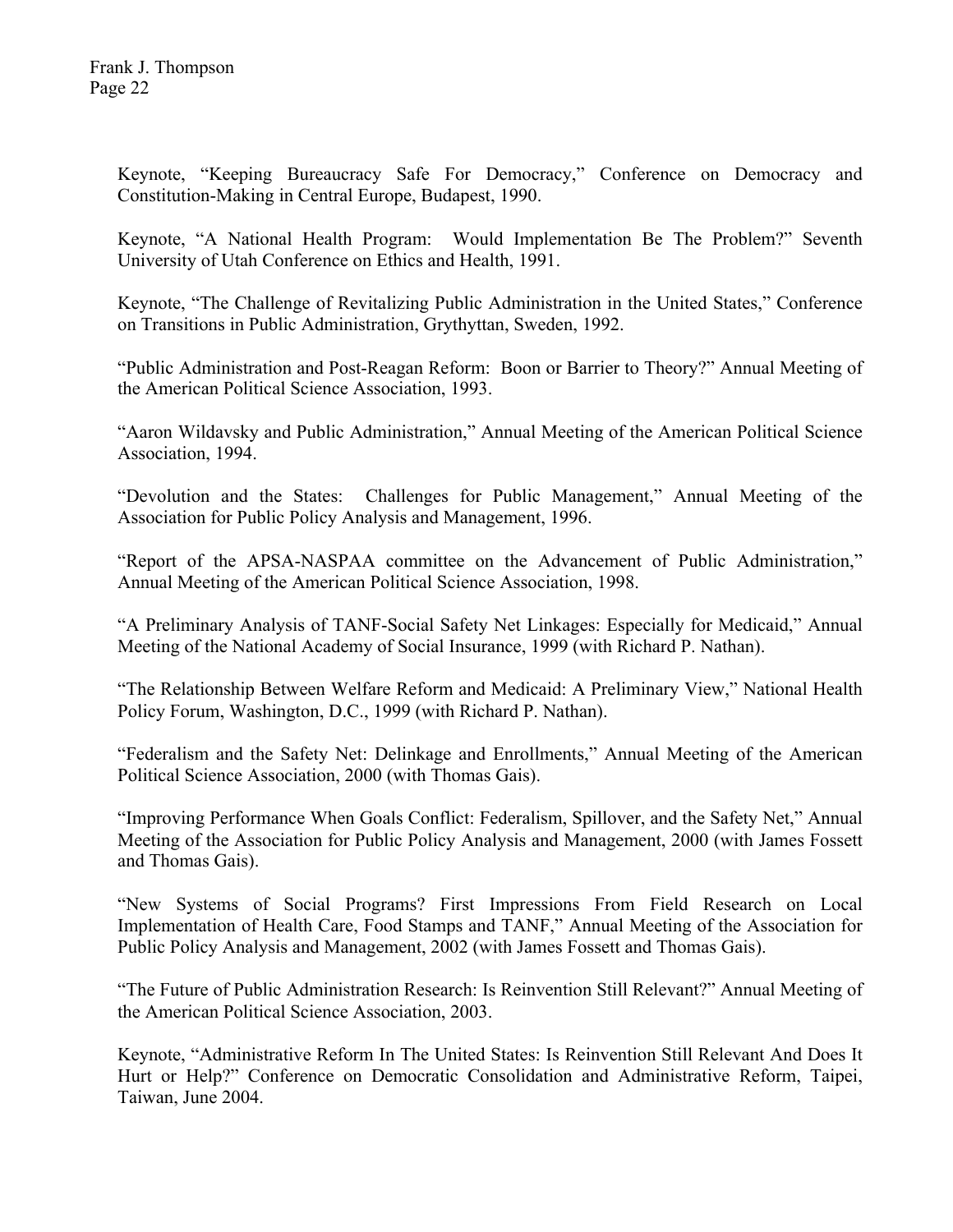Keynote, "Keeping Bureaucracy Safe For Democracy," Conference on Democracy and Constitution-Making in Central Europe, Budapest, 1990.

Keynote, "A National Health Program: Would Implementation Be The Problem?" Seventh University of Utah Conference on Ethics and Health, 1991.

Keynote, "The Challenge of Revitalizing Public Administration in the United States," Conference on Transitions in Public Administration, Grythyttan, Sweden, 1992.

"Public Administration and Post-Reagan Reform: Boon or Barrier to Theory?" Annual Meeting of the American Political Science Association, 1993.

"Aaron Wildavsky and Public Administration," Annual Meeting of the American Political Science Association, 1994.

"Devolution and the States: Challenges for Public Management," Annual Meeting of the Association for Public Policy Analysis and Management, 1996.

"Report of the APSA-NASPAA committee on the Advancement of Public Administration," Annual Meeting of the American Political Science Association, 1998.

"A Preliminary Analysis of TANF-Social Safety Net Linkages: Especially for Medicaid," Annual Meeting of the National Academy of Social Insurance, 1999 (with Richard P. Nathan).

"The Relationship Between Welfare Reform and Medicaid: A Preliminary View," National Health Policy Forum, Washington, D.C., 1999 (with Richard P. Nathan).

"Federalism and the Safety Net: Delinkage and Enrollments," Annual Meeting of the American Political Science Association, 2000 (with Thomas Gais).

"Improving Performance When Goals Conflict: Federalism, Spillover, and the Safety Net," Annual Meeting of the Association for Public Policy Analysis and Management, 2000 (with James Fossett and Thomas Gais).

"New Systems of Social Programs? First Impressions From Field Research on Local Implementation of Health Care, Food Stamps and TANF," Annual Meeting of the Association for Public Policy Analysis and Management, 2002 (with James Fossett and Thomas Gais).

"The Future of Public Administration Research: Is Reinvention Still Relevant?" Annual Meeting of the American Political Science Association, 2003.

Keynote, "Administrative Reform In The United States: Is Reinvention Still Relevant And Does It Hurt or Help?" Conference on Democratic Consolidation and Administrative Reform, Taipei, Taiwan, June 2004.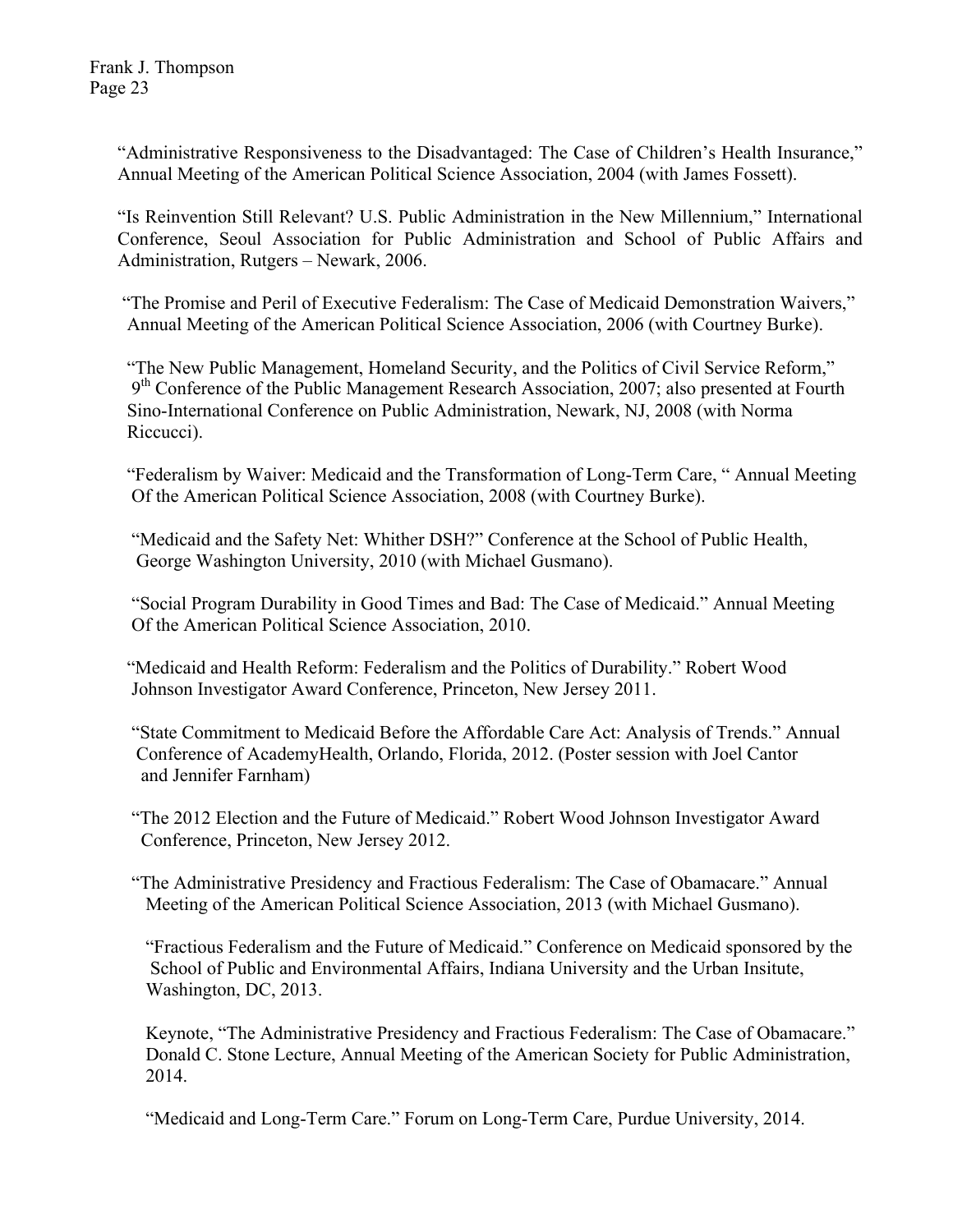"Administrative Responsiveness to the Disadvantaged: The Case of Children's Health Insurance," Annual Meeting of the American Political Science Association, 2004 (with James Fossett).

"Is Reinvention Still Relevant? U.S. Public Administration in the New Millennium," International Conference, Seoul Association for Public Administration and School of Public Affairs and Administration, Rutgers – Newark, 2006.

"The Promise and Peril of Executive Federalism: The Case of Medicaid Demonstration Waivers," Annual Meeting of the American Political Science Association, 2006 (with Courtney Burke).

"The New Public Management, Homeland Security, and the Politics of Civil Service Reform," 9th Conference of the Public Management Research Association, 2007; also presented at Fourth Sino-International Conference on Public Administration, Newark, NJ, 2008 (with Norma Riccucci).

"Federalism by Waiver: Medicaid and the Transformation of Long-Term Care, " Annual Meeting Of the American Political Science Association, 2008 (with Courtney Burke).

"Medicaid and the Safety Net: Whither DSH?" Conference at the School of Public Health, George Washington University, 2010 (with Michael Gusmano).

"Social Program Durability in Good Times and Bad: The Case of Medicaid." Annual Meeting Of the American Political Science Association, 2010.

"Medicaid and Health Reform: Federalism and the Politics of Durability." Robert Wood Johnson Investigator Award Conference, Princeton, New Jersey 2011.

"State Commitment to Medicaid Before the Affordable Care Act: Analysis of Trends." Annual Conference of AcademyHealth, Orlando, Florida, 2012. (Poster session with Joel Cantor and Jennifer Farnham)

"The 2012 Election and the Future of Medicaid." Robert Wood Johnson Investigator Award Conference, Princeton, New Jersey 2012.

"The Administrative Presidency and Fractious Federalism: The Case of Obamacare." Annual Meeting of the American Political Science Association, 2013 (with Michael Gusmano).

"Fractious Federalism and the Future of Medicaid." Conference on Medicaid sponsored by the School of Public and Environmental Affairs, Indiana University and the Urban Insitute, Washington, DC, 2013.

Keynote, "The Administrative Presidency and Fractious Federalism: The Case of Obamacare." Donald C. Stone Lecture, Annual Meeting of the American Society for Public Administration, 2014.

"Medicaid and Long-Term Care." Forum on Long-Term Care, Purdue University, 2014.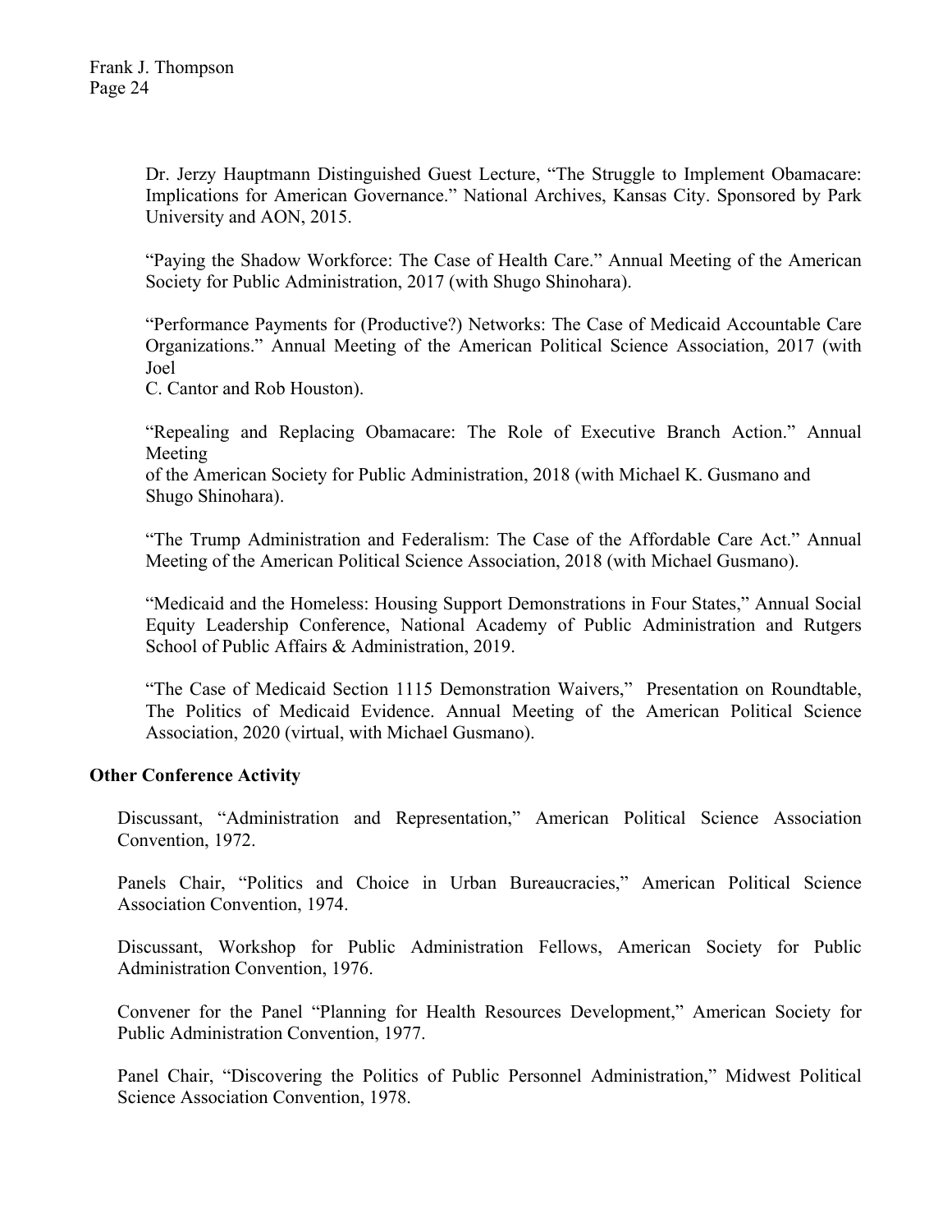Dr. Jerzy Hauptmann Distinguished Guest Lecture, "The Struggle to Implement Obamacare: Implications for American Governance." National Archives, Kansas City. Sponsored by Park University and AON, 2015.

"Paying the Shadow Workforce: The Case of Health Care." Annual Meeting of the American Society for Public Administration, 2017 (with Shugo Shinohara).

"Performance Payments for (Productive?) Networks: The Case of Medicaid Accountable Care Organizations." Annual Meeting of the American Political Science Association, 2017 (with Joel C. Cantor and Rob Houston).

"Repealing and Replacing Obamacare: The Role of Executive Branch Action." Annual Meeting of the American Society for Public Administration, 2018 (with Michael K. Gusmano and Shugo Shinohara).

"The Trump Administration and Federalism: The Case of the Affordable Care Act." Annual Meeting of the American Political Science Association, 2018 (with Michael Gusmano).

"Medicaid and the Homeless: Housing Support Demonstrations in Four States," Annual Social Equity Leadership Conference, National Academy of Public Administration and Rutgers School of Public Affairs & Administration, 2019.

"The Case of Medicaid Section 1115 Demonstration Waivers," Presentation on Roundtable, The Politics of Medicaid Evidence. Annual Meeting of the American Political Science Association, 2020 (virtual, with Michael Gusmano).

**Other Conference Activity**

Discussant, "Administration and Representation," American Political Science Association Convention, 1972.

Panels Chair, "Politics and Choice in Urban Bureaucracies," American Political Science Association Convention, 1974.

Discussant, Workshop for Public Administration Fellows, American Society for Public Administration Convention, 1976.

Convener for the Panel "Planning for Health Resources Development," American Society for Public Administration Convention, 1977.

Panel Chair, "Discovering the Politics of Public Personnel Administration," Midwest Political Science Association Convention, 1978.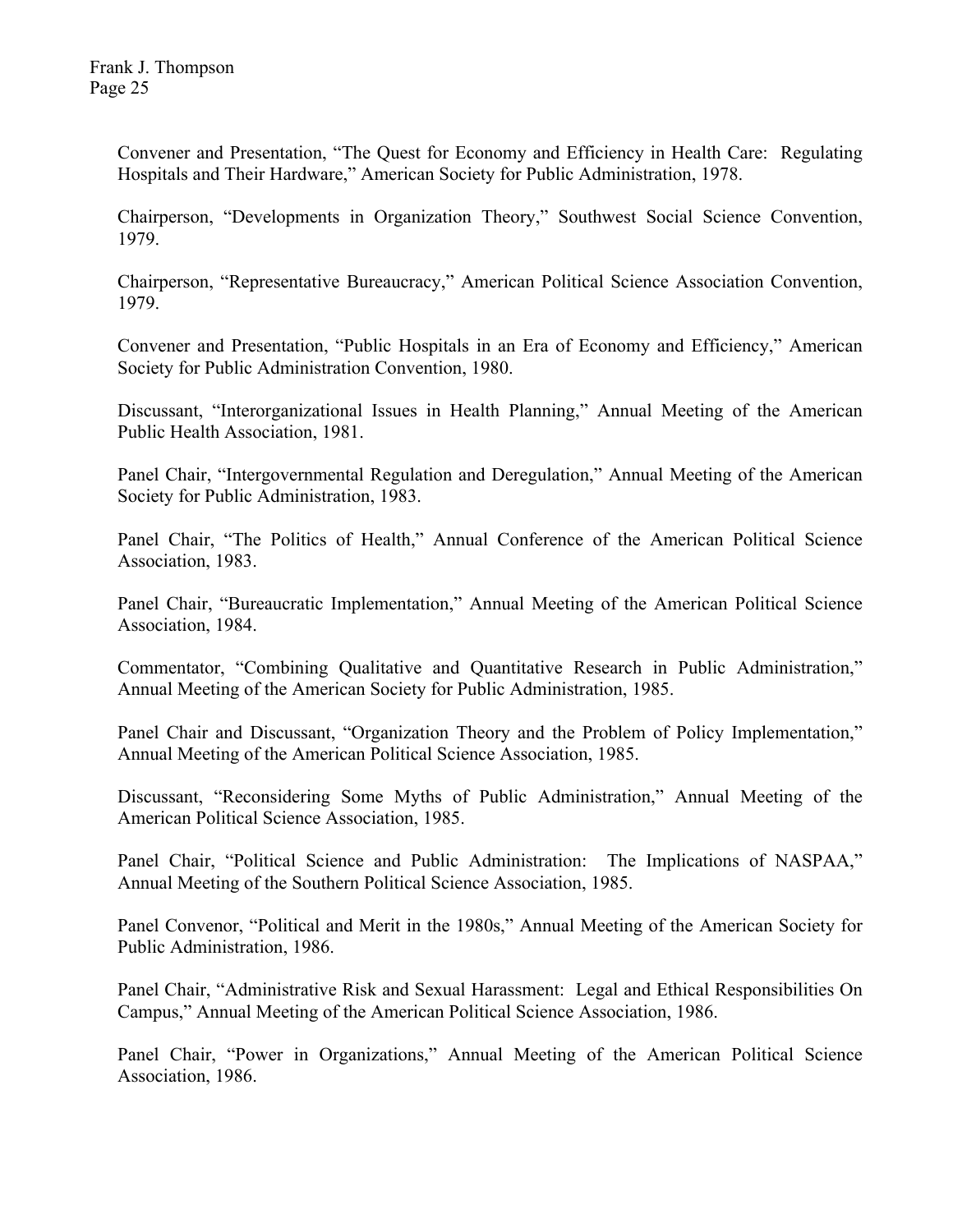Convener and Presentation, "The Quest for Economy and Efficiency in Health Care: Regulating Hospitals and Their Hardware," American Society for Public Administration, 1978.

Chairperson, "Developments in Organization Theory," Southwest Social Science Convention, 1979.

Chairperson, "Representative Bureaucracy," American Political Science Association Convention, 1979.

Convener and Presentation, "Public Hospitals in an Era of Economy and Efficiency," American Society for Public Administration Convention, 1980.

Discussant, "Interorganizational Issues in Health Planning," Annual Meeting of the American Public Health Association, 1981.

Panel Chair, "Intergovernmental Regulation and Deregulation," Annual Meeting of the American Society for Public Administration, 1983.

Panel Chair, "The Politics of Health," Annual Conference of the American Political Science Association, 1983.

Panel Chair, "Bureaucratic Implementation," Annual Meeting of the American Political Science Association, 1984.

Commentator, "Combining Qualitative and Quantitative Research in Public Administration," Annual Meeting of the American Society for Public Administration, 1985.

Panel Chair and Discussant, "Organization Theory and the Problem of Policy Implementation," Annual Meeting of the American Political Science Association, 1985.

Discussant, "Reconsidering Some Myths of Public Administration," Annual Meeting of the American Political Science Association, 1985.

Panel Chair, "Political Science and Public Administration: The Implications of NASPAA," Annual Meeting of the Southern Political Science Association, 1985.

Panel Convenor, "Political and Merit in the 1980s," Annual Meeting of the American Society for Public Administration, 1986.

Panel Chair, "Administrative Risk and Sexual Harassment: Legal and Ethical Responsibilities On Campus," Annual Meeting of the American Political Science Association, 1986.

Panel Chair, "Power in Organizations," Annual Meeting of the American Political Science Association, 1986.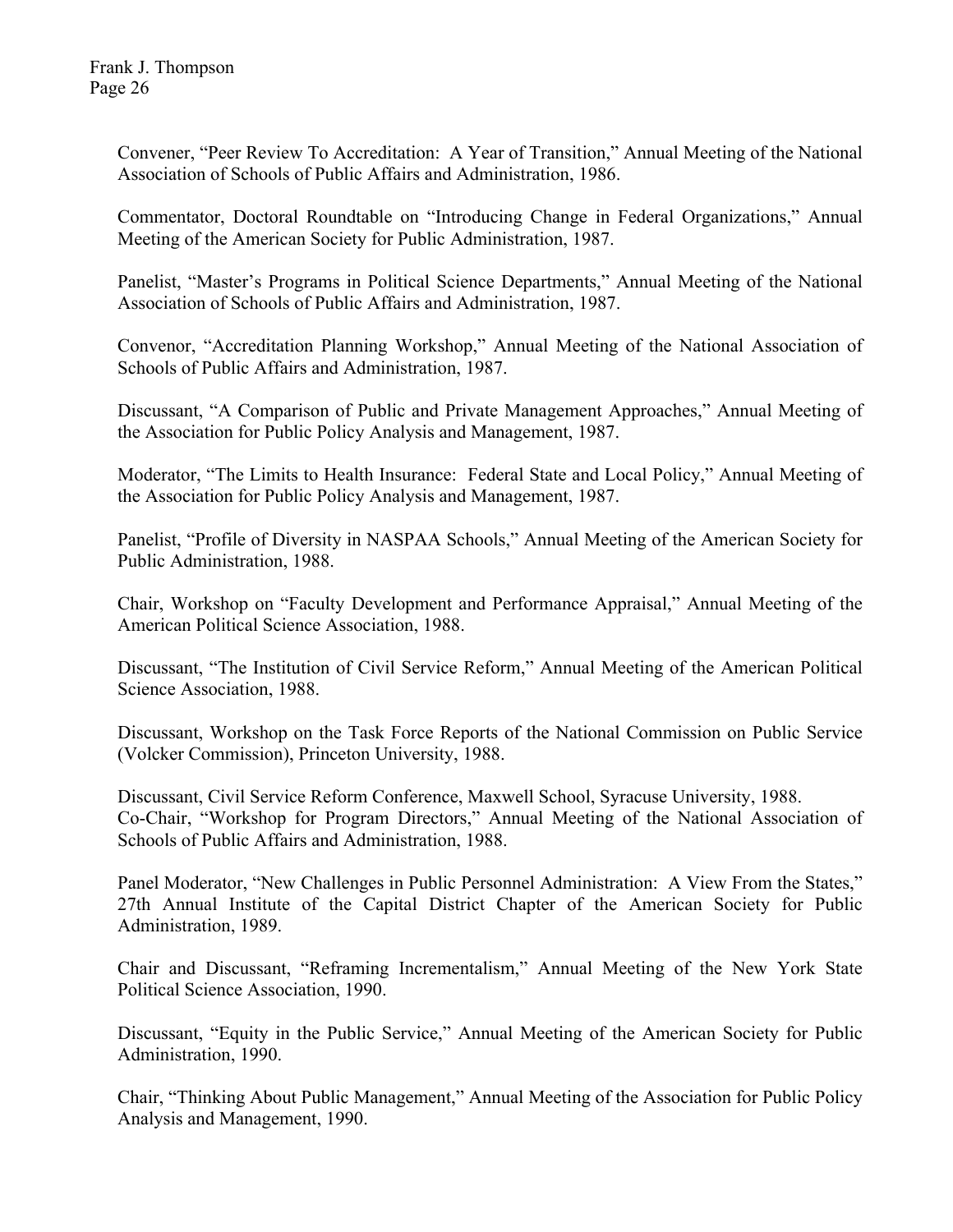Convener, "Peer Review To Accreditation: A Year of Transition," Annual Meeting of the National Association of Schools of Public Affairs and Administration, 1986.

Commentator, Doctoral Roundtable on "Introducing Change in Federal Organizations," Annual Meeting of the American Society for Public Administration, 1987.

Panelist, "Master's Programs in Political Science Departments," Annual Meeting of the National Association of Schools of Public Affairs and Administration, 1987.

Convenor, "Accreditation Planning Workshop," Annual Meeting of the National Association of Schools of Public Affairs and Administration, 1987.

Discussant, "A Comparison of Public and Private Management Approaches," Annual Meeting of the Association for Public Policy Analysis and Management, 1987.

Moderator, "The Limits to Health Insurance: Federal State and Local Policy," Annual Meeting of the Association for Public Policy Analysis and Management, 1987.

Panelist, "Profile of Diversity in NASPAA Schools," Annual Meeting of the American Society for Public Administration, 1988.

Chair, Workshop on "Faculty Development and Performance Appraisal," Annual Meeting of the American Political Science Association, 1988.

Discussant, "The Institution of Civil Service Reform," Annual Meeting of the American Political Science Association, 1988.

Discussant, Workshop on the Task Force Reports of the National Commission on Public Service (Volcker Commission), Princeton University, 1988.

Discussant, Civil Service Reform Conference, Maxwell School, Syracuse University, 1988.

Co-Chair, "Workshop for Program Directors," Annual Meeting of the National Association of Schools of Public Affairs and Administration, 1988.

Panel Moderator, "New Challenges in Public Personnel Administration: A View From the States," 27th Annual Institute of the Capital District Chapter of the American Society for Public Administration, 1989.

Chair and Discussant, "Reframing Incrementalism," Annual Meeting of the New York State Political Science Association, 1990.

Discussant, "Equity in the Public Service," Annual Meeting of the American Society for Public Administration, 1990.

Chair, "Thinking About Public Management," Annual Meeting of the Association for Public Policy Analysis and Management, 1990.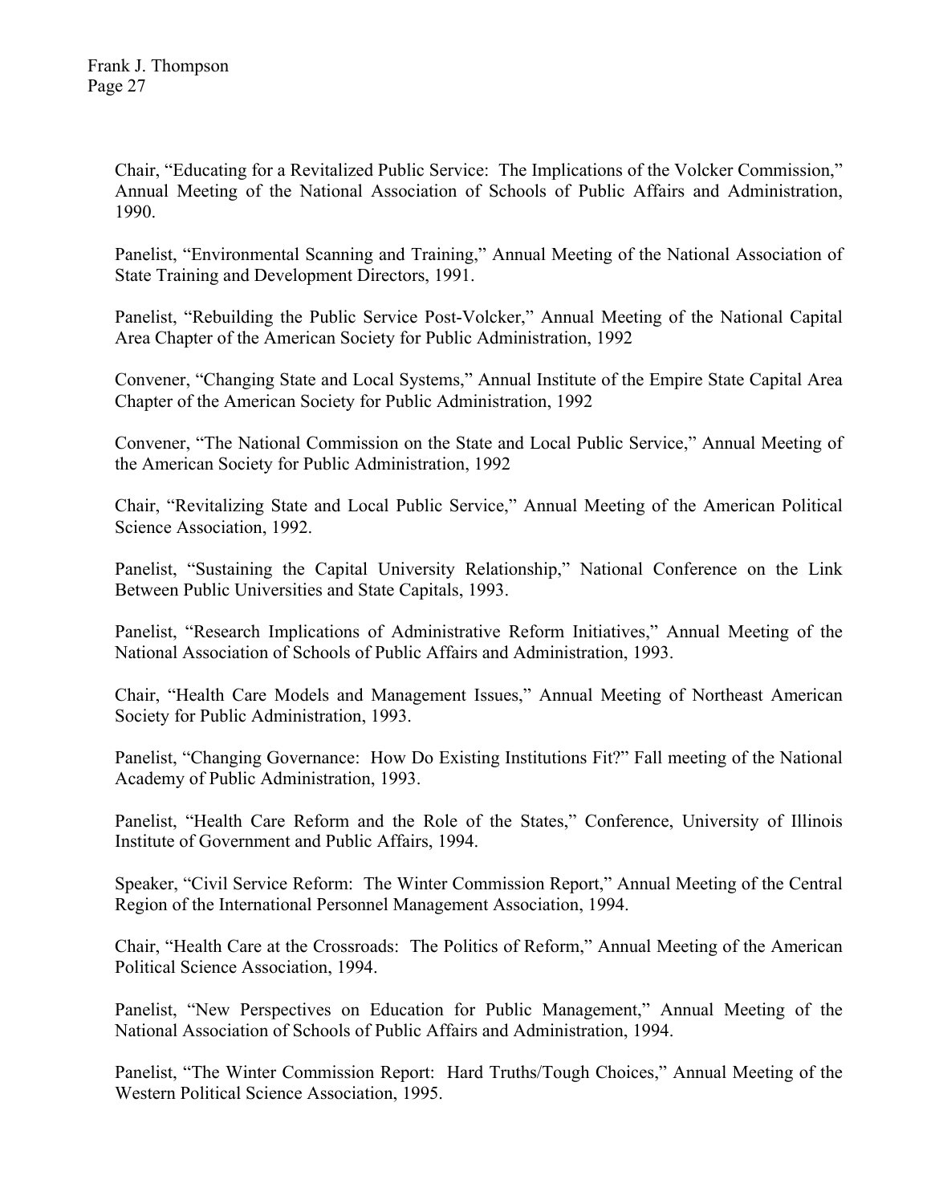Chair, "Educating for a Revitalized Public Service: The Implications of the Volcker Commission," Annual Meeting of the National Association of Schools of Public Affairs and Administration, 1990.

Panelist, "Environmental Scanning and Training," Annual Meeting of the National Association of State Training and Development Directors, 1991.

Panelist, "Rebuilding the Public Service Post-Volcker," Annual Meeting of the National Capital Area Chapter of the American Society for Public Administration, 1992

Convener, "Changing State and Local Systems," Annual Institute of the Empire State Capital Area Chapter of the American Society for Public Administration, 1992

Convener, "The National Commission on the State and Local Public Service," Annual Meeting of the American Society for Public Administration, 1992

Chair, "Revitalizing State and Local Public Service," Annual Meeting of the American Political Science Association, 1992.

Panelist, "Sustaining the Capital University Relationship," National Conference on the Link Between Public Universities and State Capitals, 1993.

Panelist, "Research Implications of Administrative Reform Initiatives," Annual Meeting of the National Association of Schools of Public Affairs and Administration, 1993.

Chair, "Health Care Models and Management Issues," Annual Meeting of Northeast American Society for Public Administration, 1993.

Panelist, "Changing Governance: How Do Existing Institutions Fit?" Fall meeting of the National Academy of Public Administration, 1993.

Panelist, "Health Care Reform and the Role of the States," Conference, University of Illinois Institute of Government and Public Affairs, 1994.

Speaker, "Civil Service Reform: The Winter Commission Report," Annual Meeting of the Central Region of the International Personnel Management Association, 1994.

Chair, "Health Care at the Crossroads: The Politics of Reform," Annual Meeting of the American Political Science Association, 1994.

Panelist, "New Perspectives on Education for Public Management," Annual Meeting of the National Association of Schools of Public Affairs and Administration, 1994.

Panelist, "The Winter Commission Report: Hard Truths/Tough Choices," Annual Meeting of the Western Political Science Association, 1995.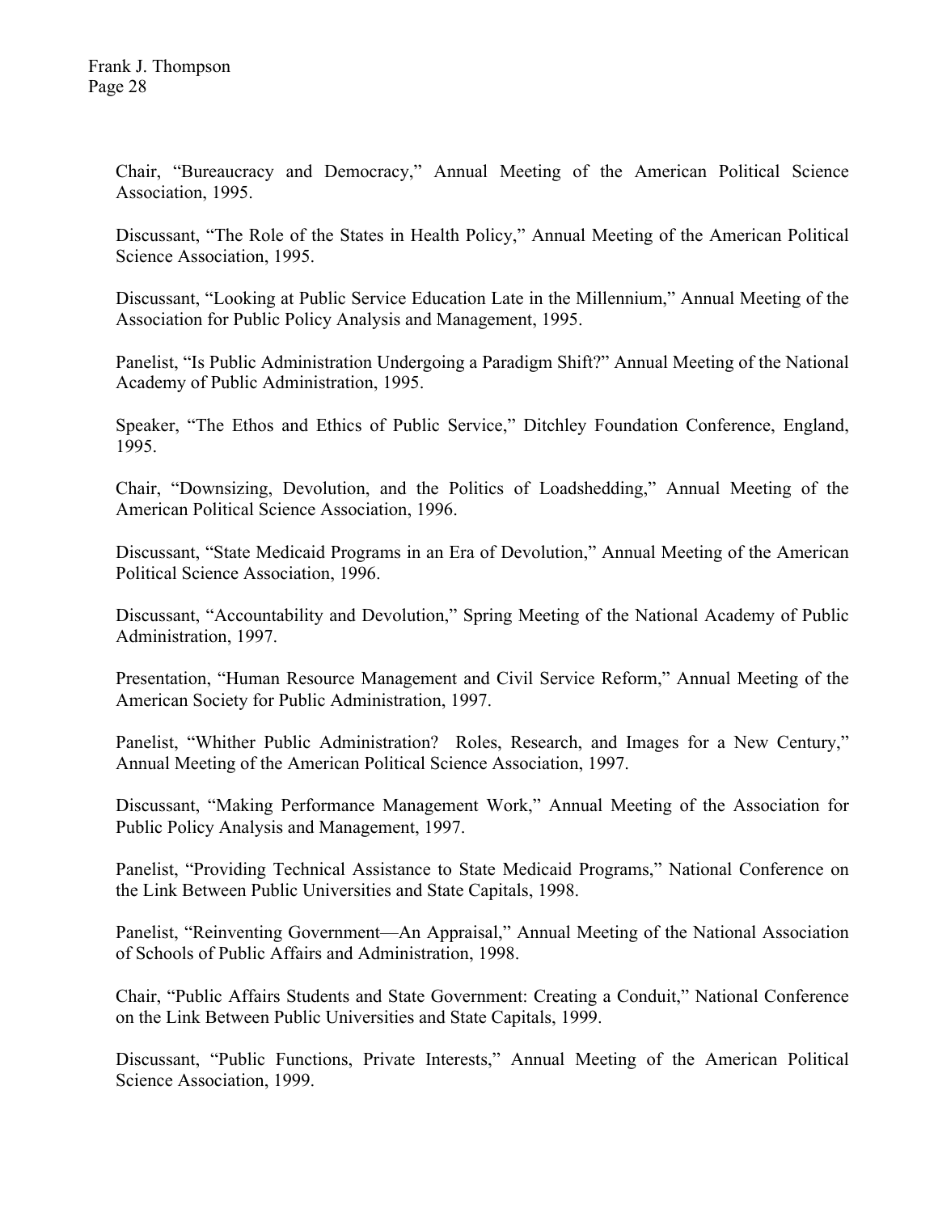Chair, "Bureaucracy and Democracy," Annual Meeting of the American Political Science Association, 1995.

Discussant, "The Role of the States in Health Policy," Annual Meeting of the American Political Science Association, 1995.

Discussant, "Looking at Public Service Education Late in the Millennium," Annual Meeting of the Association for Public Policy Analysis and Management, 1995.

Panelist, "Is Public Administration Undergoing a Paradigm Shift?" Annual Meeting of the National Academy of Public Administration, 1995.

Speaker, "The Ethos and Ethics of Public Service," Ditchley Foundation Conference, England, 1995.

Chair, "Downsizing, Devolution, and the Politics of Loadshedding," Annual Meeting of the American Political Science Association, 1996.

Discussant, "State Medicaid Programs in an Era of Devolution," Annual Meeting of the American Political Science Association, 1996.

Discussant, "Accountability and Devolution," Spring Meeting of the National Academy of Public Administration, 1997.

Presentation, "Human Resource Management and Civil Service Reform," Annual Meeting of the American Society for Public Administration, 1997.

Panelist, "Whither Public Administration? Roles, Research, and Images for a New Century," Annual Meeting of the American Political Science Association, 1997.

Discussant, "Making Performance Management Work," Annual Meeting of the Association for Public Policy Analysis and Management, 1997.

Panelist, "Providing Technical Assistance to State Medicaid Programs," National Conference on the Link Between Public Universities and State Capitals, 1998.

Panelist, "Reinventing Government—An Appraisal," Annual Meeting of the National Association of Schools of Public Affairs and Administration, 1998.

Chair, "Public Affairs Students and State Government: Creating a Conduit," National Conference on the Link Between Public Universities and State Capitals, 1999.

Discussant, "Public Functions, Private Interests," Annual Meeting of the American Political Science Association, 1999.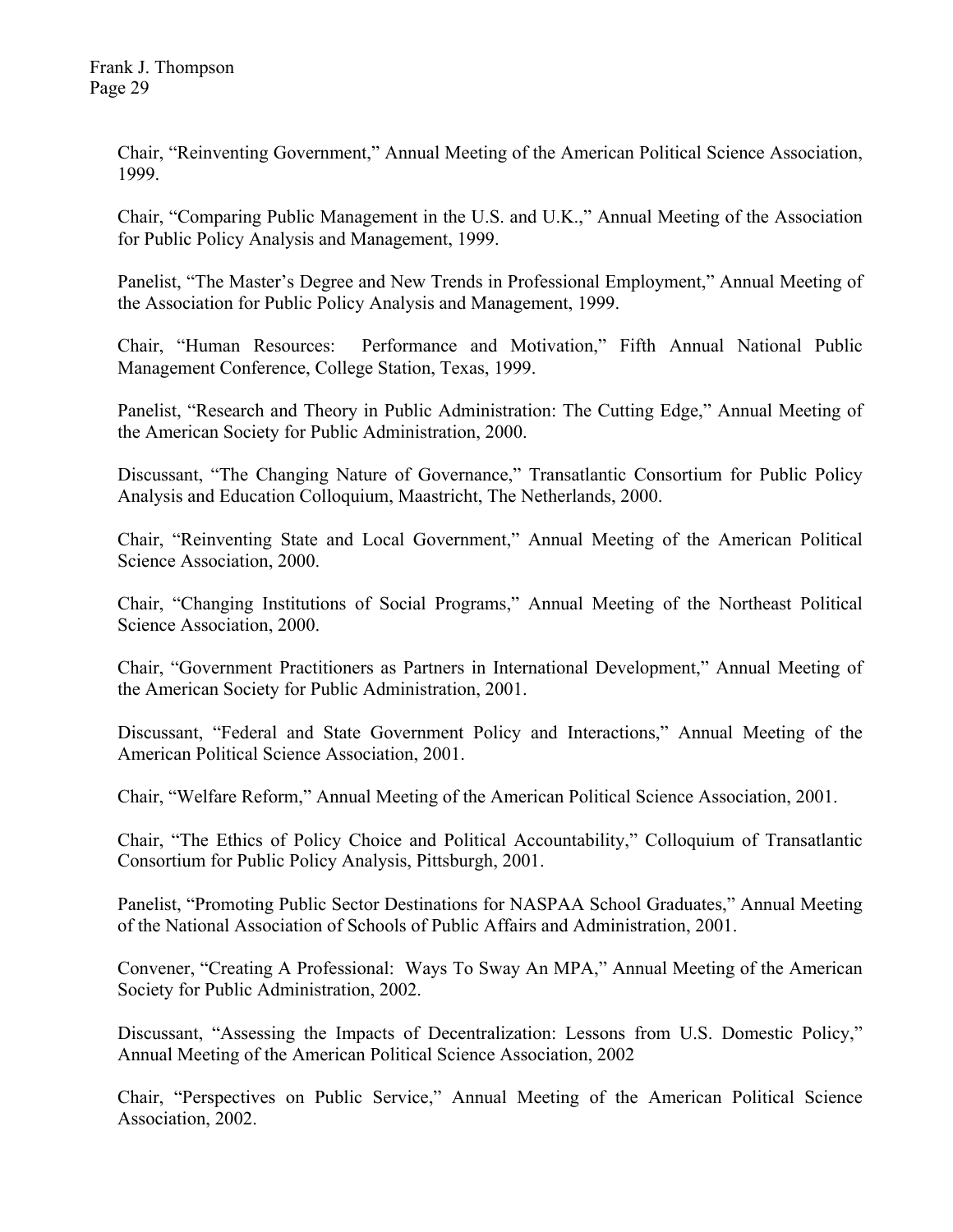Chair, "Reinventing Government," Annual Meeting of the American Political Science Association, 1999.

Chair, "Comparing Public Management in the U.S. and U.K.," Annual Meeting of the Association for Public Policy Analysis and Management, 1999.

Panelist, "The Master's Degree and New Trends in Professional Employment," Annual Meeting of the Association for Public Policy Analysis and Management, 1999.

Chair, "Human Resources: Performance and Motivation," Fifth Annual National Public Management Conference, College Station, Texas, 1999.

Panelist, "Research and Theory in Public Administration: The Cutting Edge," Annual Meeting of the American Society for Public Administration, 2000.

Discussant, "The Changing Nature of Governance," Transatlantic Consortium for Public Policy Analysis and Education Colloquium, Maastricht, The Netherlands, 2000.

Chair, "Reinventing State and Local Government," Annual Meeting of the American Political Science Association, 2000.

Chair, "Changing Institutions of Social Programs," Annual Meeting of the Northeast Political Science Association, 2000.

Chair, "Government Practitioners as Partners in International Development," Annual Meeting of the American Society for Public Administration, 2001.

Discussant, "Federal and State Government Policy and Interactions," Annual Meeting of the American Political Science Association, 2001.

Chair, "Welfare Reform," Annual Meeting of the American Political Science Association, 2001.

Chair, "The Ethics of Policy Choice and Political Accountability," Colloquium of Transatlantic Consortium for Public Policy Analysis, Pittsburgh, 2001.

Panelist, "Promoting Public Sector Destinations for NASPAA School Graduates," Annual Meeting of the National Association of Schools of Public Affairs and Administration, 2001.

Convener, "Creating A Professional: Ways To Sway An MPA," Annual Meeting of the American Society for Public Administration, 2002.

Discussant, "Assessing the Impacts of Decentralization: Lessons from U.S. Domestic Policy," Annual Meeting of the American Political Science Association, 2002

Chair, "Perspectives on Public Service," Annual Meeting of the American Political Science Association, 2002.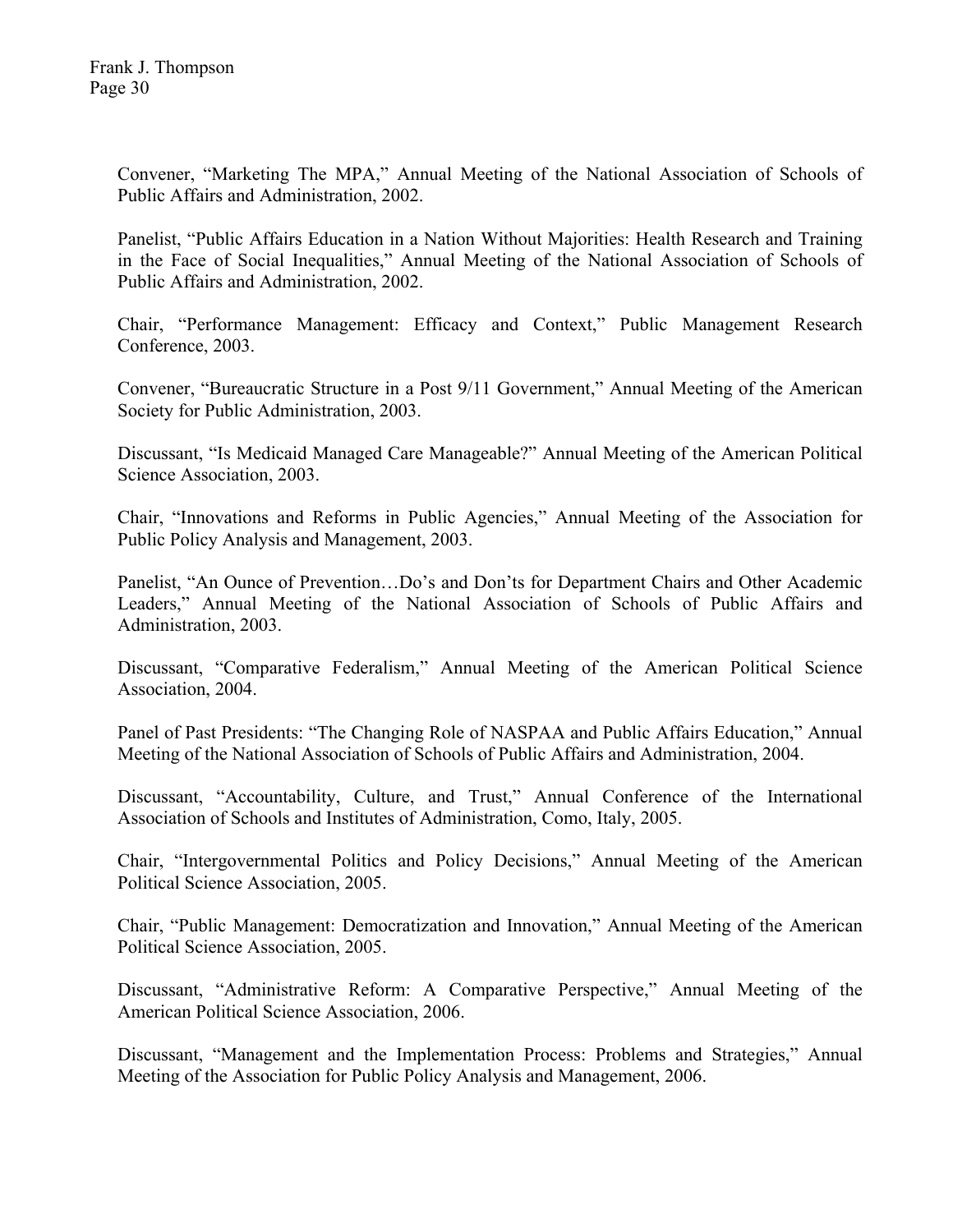Convener, "Marketing The MPA," Annual Meeting of the National Association of Schools of Public Affairs and Administration, 2002.

Panelist, "Public Affairs Education in a Nation Without Majorities: Health Research and Training in the Face of Social Inequalities," Annual Meeting of the National Association of Schools of Public Affairs and Administration, 2002.

Chair, "Performance Management: Efficacy and Context," Public Management Research Conference, 2003.

Convener, "Bureaucratic Structure in a Post 9/11 Government," Annual Meeting of the American Society for Public Administration, 2003.

Discussant, "Is Medicaid Managed Care Manageable?" Annual Meeting of the American Political Science Association, 2003.

Chair, "Innovations and Reforms in Public Agencies," Annual Meeting of the Association for Public Policy Analysis and Management, 2003.

Panelist, "An Ounce of Prevention…Do's and Don'ts for Department Chairs and Other Academic Leaders," Annual Meeting of the National Association of Schools of Public Affairs and Administration, 2003.

Discussant, "Comparative Federalism," Annual Meeting of the American Political Science Association, 2004.

Panel of Past Presidents: "The Changing Role of NASPAA and Public Affairs Education," Annual Meeting of the National Association of Schools of Public Affairs and Administration, 2004.

Discussant, "Accountability, Culture, and Trust," Annual Conference of the International Association of Schools and Institutes of Administration, Como, Italy, 2005.

Chair, "Intergovernmental Politics and Policy Decisions," Annual Meeting of the American Political Science Association, 2005.

Chair, "Public Management: Democratization and Innovation," Annual Meeting of the American Political Science Association, 2005.

Discussant, "Administrative Reform: A Comparative Perspective," Annual Meeting of the American Political Science Association, 2006.

Discussant, "Management and the Implementation Process: Problems and Strategies," Annual Meeting of the Association for Public Policy Analysis and Management, 2006.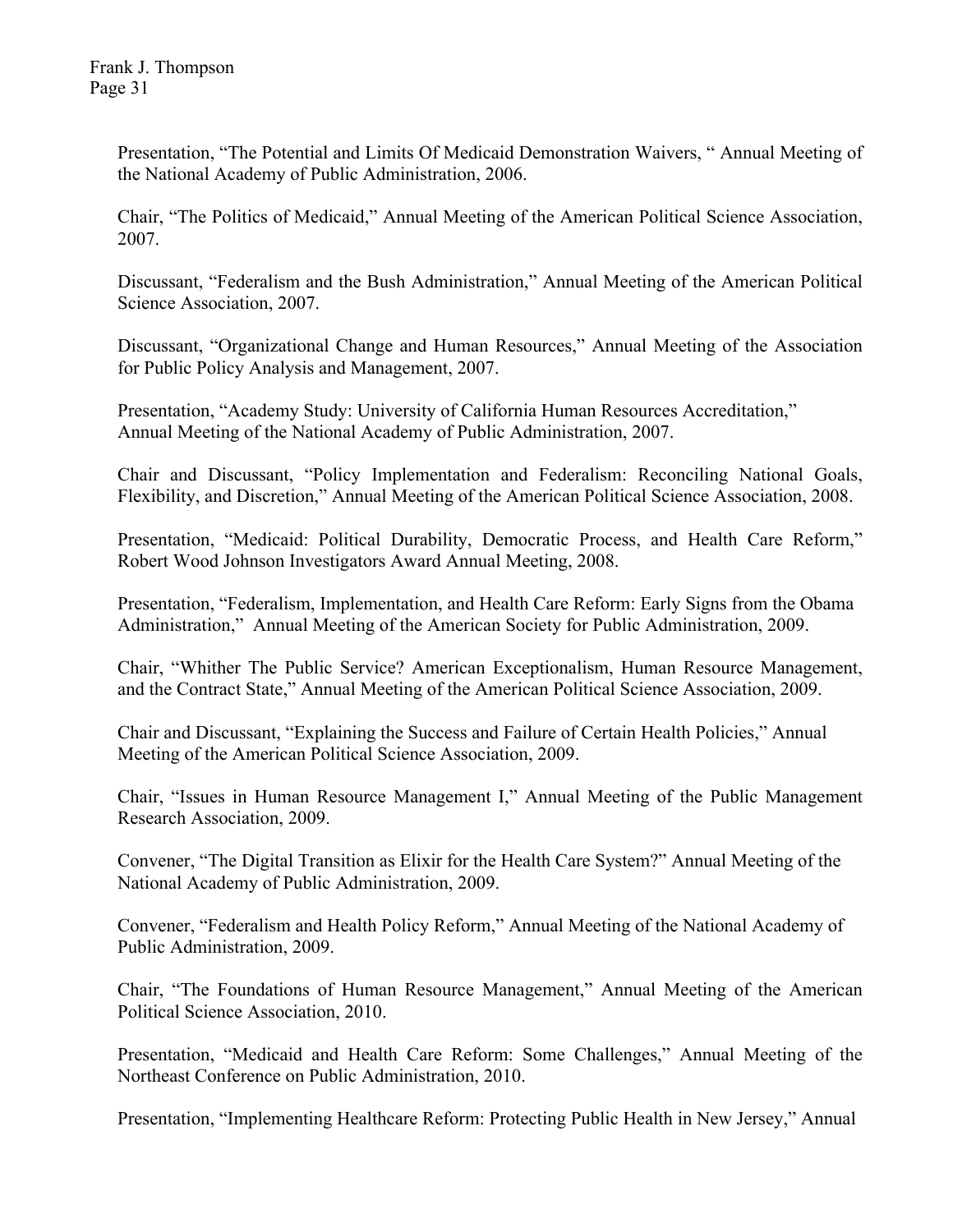Presentation, "The Potential and Limits Of Medicaid Demonstration Waivers, " Annual Meeting of the National Academy of Public Administration, 2006.

Chair, "The Politics of Medicaid," Annual Meeting of the American Political Science Association, 2007.

Discussant, "Federalism and the Bush Administration," Annual Meeting of the American Political Science Association, 2007.

Discussant, "Organizational Change and Human Resources," Annual Meeting of the Association for Public Policy Analysis and Management, 2007.

Presentation, "Academy Study: University of California Human Resources Accreditation," Annual Meeting of the National Academy of Public Administration, 2007.

Chair and Discussant, "Policy Implementation and Federalism: Reconciling National Goals, Flexibility, and Discretion," Annual Meeting of the American Political Science Association, 2008.

Presentation, "Medicaid: Political Durability, Democratic Process, and Health Care Reform," Robert Wood Johnson Investigators Award Annual Meeting, 2008.

Presentation, "Federalism, Implementation, and Health Care Reform: Early Signs from the Obama Administration," Annual Meeting of the American Society for Public Administration, 2009.

Chair, "Whither The Public Service? American Exceptionalism, Human Resource Management, and the Contract State," Annual Meeting of the American Political Science Association, 2009.

Chair and Discussant, "Explaining the Success and Failure of Certain Health Policies," Annual Meeting of the American Political Science Association, 2009.

Chair, "Issues in Human Resource Management I," Annual Meeting of the Public Management Research Association, 2009.

Convener, "The Digital Transition as Elixir for the Health Care System?" Annual Meeting of the National Academy of Public Administration, 2009.

Convener, "Federalism and Health Policy Reform," Annual Meeting of the National Academy of Public Administration, 2009.

Chair, "The Foundations of Human Resource Management," Annual Meeting of the American Political Science Association, 2010.

Presentation, "Medicaid and Health Care Reform: Some Challenges," Annual Meeting of the Northeast Conference on Public Administration, 2010.

Presentation, "Implementing Healthcare Reform: Protecting Public Health in New Jersey," Annual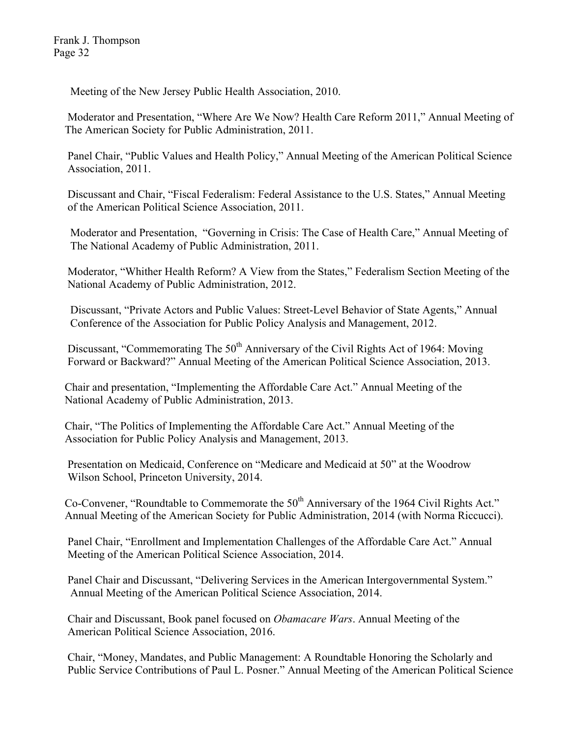Meeting of the New Jersey Public Health Association, 2010.

Moderator and Presentation, "Where Are We Now? Health Care Reform 2011," Annual Meeting of The American Society for Public Administration, 2011.

Panel Chair, "Public Values and Health Policy," Annual Meeting of the American Political Science Association, 2011.

Discussant and Chair, "Fiscal Federalism: Federal Assistance to the U.S. States," Annual Meeting of the American Political Science Association, 2011.

Moderator and Presentation, "Governing in Crisis: The Case of Health Care," Annual Meeting of The National Academy of Public Administration, 2011.

Moderator, "Whither Health Reform? A View from the States," Federalism Section Meeting of the National Academy of Public Administration, 2012.

Discussant, "Private Actors and Public Values: Street-Level Behavior of State Agents," Annual Conference of the Association for Public Policy Analysis and Management, 2012.

Discussant, "Commemorating The 50th Anniversary of the Civil Rights Act of 1964: Moving Forward or Backward?" Annual Meeting of the American Political Science Association, 2013.

Chair and presentation, "Implementing the Affordable Care Act." Annual Meeting of the National Academy of Public Administration, 2013.

Chair, "The Politics of Implementing the Affordable Care Act." Annual Meeting of the Association for Public Policy Analysis and Management, 2013.

Presentation on Medicaid, Conference on "Medicare and Medicaid at 50" at the Woodrow Wilson School, Princeton University, 2014.

Co-Convener, "Roundtable to Commemorate the 50th Anniversary of the 1964 Civil Rights Act." Annual Meeting of the American Society for Public Administration, 2014 (with Norma Riccucci).

Panel Chair, "Enrollment and Implementation Challenges of the Affordable Care Act." Annual Meeting of the American Political Science Association, 2014.

Panel Chair and Discussant, "Delivering Services in the American Intergovernmental System." Annual Meeting of the American Political Science Association, 2014.

Chair and Discussant, Book panel focused on *Obamacare Wars*. Annual Meeting of the American Political Science Association, 2016.

Chair, "Money, Mandates, and Public Management: A Roundtable Honoring the Scholarly and Public Service Contributions of Paul L. Posner." Annual Meeting of the American Political Science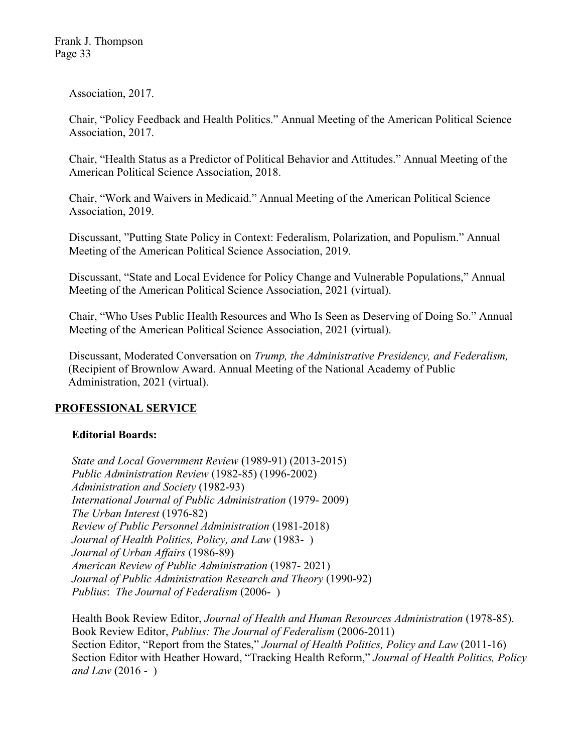Association, 2017.

Chair, "Policy Feedback and Health Politics." Annual Meeting of the American Political Science Association, 2017.

Chair, "Health Status as a Predictor of Political Behavior and Attitudes." Annual Meeting of the American Political Science Association, 2018.

Chair, "Work and Waivers in Medicaid." Annual Meeting of the American Political Science Association, 2019.

Discussant, "Putting State Policy in Context: Federalism, Polarization, and Populism." Annual Meeting of the American Political Science Association, 2019.

Discussant, "State and Local Evidence for Policy Change and Vulnerable Populations," Annual Meeting of the American Political Science Association, 2021 (virtual).

Chair, "Who Uses Public Health Resources and Who Is Seen as Deserving of Doing So." Annual Meeting of the American Political Science Association, 2021 (virtual).

Discussant, Moderated Conversation on *Trump, the Administrative Presidency, and Federalism,* (Recipient of Brownlow Award. Annual Meeting of the National Academy of Public Administration, 2021 (virtual).

## PROFESSIONAL SERVICE

### Editorial Boards:

*State and Local Government Review* (1989-91) (2013-2015)
*Public Administration Review* (1982-85) (1996-2002)
*Administration and Society* (1982-93)
*International Journal of Public Administration* (1979- 2009)
*The Urban Interest* (1976-82)
*Review of Public Personnel Administration* (1981-2018)
*Journal of Health Politics, Policy, and Law* (1983- )
*Journal of Urban Affairs* (1986-89)
*American Review of Public Administration* (1987- 2021)
*Journal of Public Administration Research and Theory* (1990-92)
*Publius*: *The Journal of Federalism* (2006- )

Health Book Review Editor, *Journal of Health and Human Resources Administration* (1978-85).
Book Review Editor, *Publius: The Journal of Federalism* (2006-2011)
Section Editor, "Report from the States," *Journal of Health Politics, Policy and Law* (2011-16)
Section Editor with Heather Howard, "Tracking Health Reform," *Journal of Health Politics, Policy and Law* (2016 - )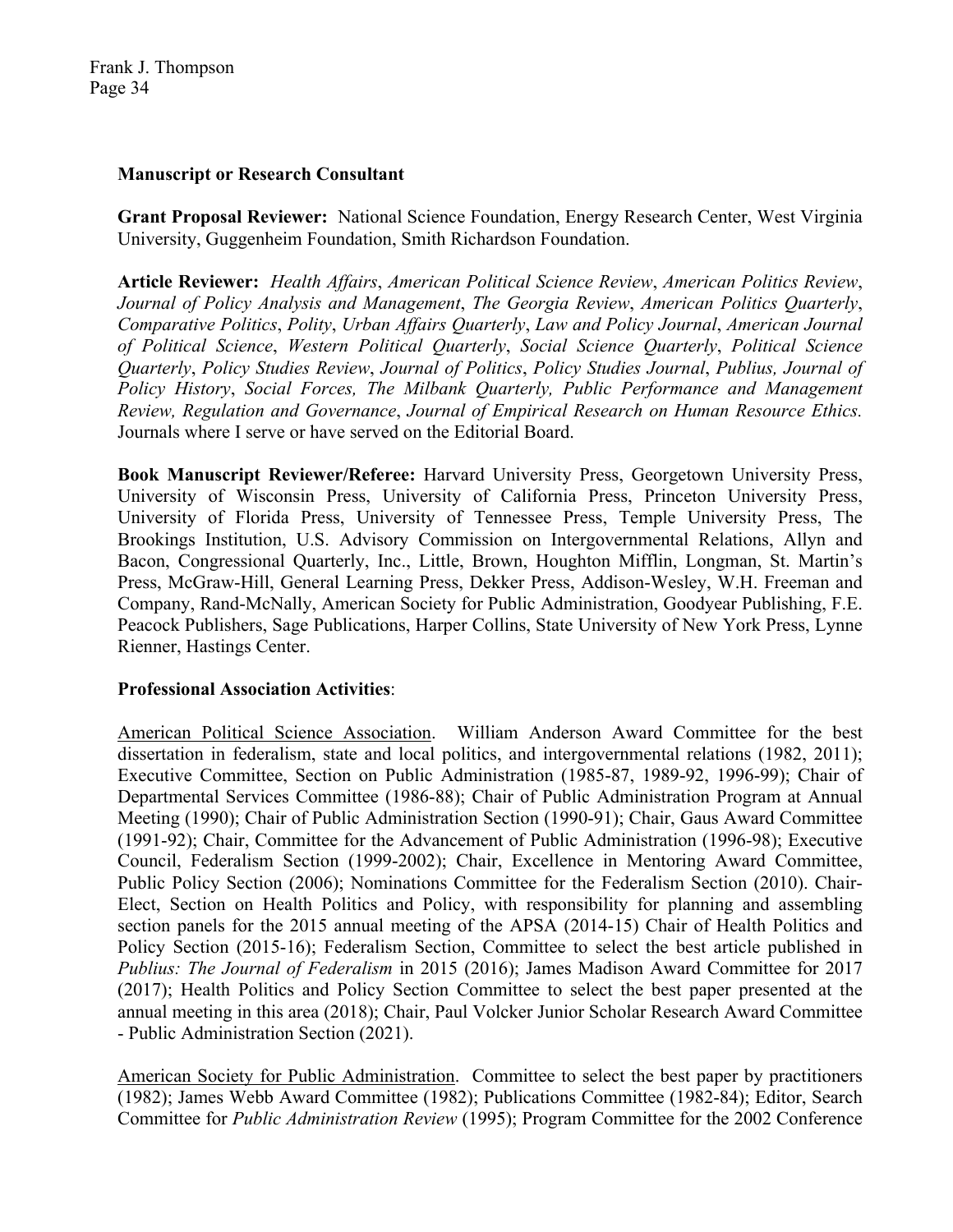**Manuscript or Research Consultant**

**Grant Proposal Reviewer:** National Science Foundation, Energy Research Center, West Virginia University, Guggenheim Foundation, Smith Richardson Foundation.

**Article Reviewer:** *Health Affairs*, *American Political Science Review*, *American Politics Review*, *Journal of Policy Analysis and Management*, *The Georgia Review*, *American Politics Quarterly*, *Comparative Politics*, *Polity*, *Urban Affairs Quarterly*, *Law and Policy Journal*, *American Journal of Political Science*, *Western Political Quarterly*, *Social Science Quarterly*, *Political Science Quarterly*, *Policy Studies Review*, *Journal of Politics*, *Policy Studies Journal*, *Publius, Journal of Policy History*, *Social Forces, The Milbank Quarterly, Public Performance and Management Review, Regulation and Governance*, *Journal of Empirical Research on Human Resource Ethics.* Journals where I serve or have served on the Editorial Board.

**Book Manuscript Reviewer/Referee:** Harvard University Press, Georgetown University Press, University of Wisconsin Press, University of California Press, Princeton University Press, University of Florida Press, University of Tennessee Press, Temple University Press, The Brookings Institution, U.S. Advisory Commission on Intergovernmental Relations, Allyn and Bacon, Congressional Quarterly, Inc., Little, Brown, Houghton Mifflin, Longman, St. Martin's Press, McGraw-Hill, General Learning Press, Dekker Press, Addison-Wesley, W.H. Freeman and Company, Rand-McNally, American Society for Public Administration, Goodyear Publishing, F.E. Peacock Publishers, Sage Publications, Harper Collins, State University of New York Press, Lynne Rienner, Hastings Center.

**Professional Association Activities**:

American Political Science Association. William Anderson Award Committee for the best dissertation in federalism, state and local politics, and intergovernmental relations (1982, 2011); Executive Committee, Section on Public Administration (1985-87, 1989-92, 1996-99); Chair of Departmental Services Committee (1986-88); Chair of Public Administration Program at Annual Meeting (1990); Chair of Public Administration Section (1990-91); Chair, Gaus Award Committee (1991-92); Chair, Committee for the Advancement of Public Administration (1996-98); Executive Council, Federalism Section (1999-2002); Chair, Excellence in Mentoring Award Committee, Public Policy Section (2006); Nominations Committee for the Federalism Section (2010). Chair-Elect, Section on Health Politics and Policy, with responsibility for planning and assembling section panels for the 2015 annual meeting of the APSA (2014-15) Chair of Health Politics and Policy Section (2015-16); Federalism Section, Committee to select the best article published in *Publius: The Journal of Federalism* in 2015 (2016); James Madison Award Committee for 2017 (2017); Health Politics and Policy Section Committee to select the best paper presented at the annual meeting in this area (2018); Chair, Paul Volcker Junior Scholar Research Award Committee - Public Administration Section (2021).

American Society for Public Administration. Committee to select the best paper by practitioners (1982); James Webb Award Committee (1982); Publications Committee (1982-84); Editor, Search Committee for *Public Administration Review* (1995); Program Committee for the 2002 Conference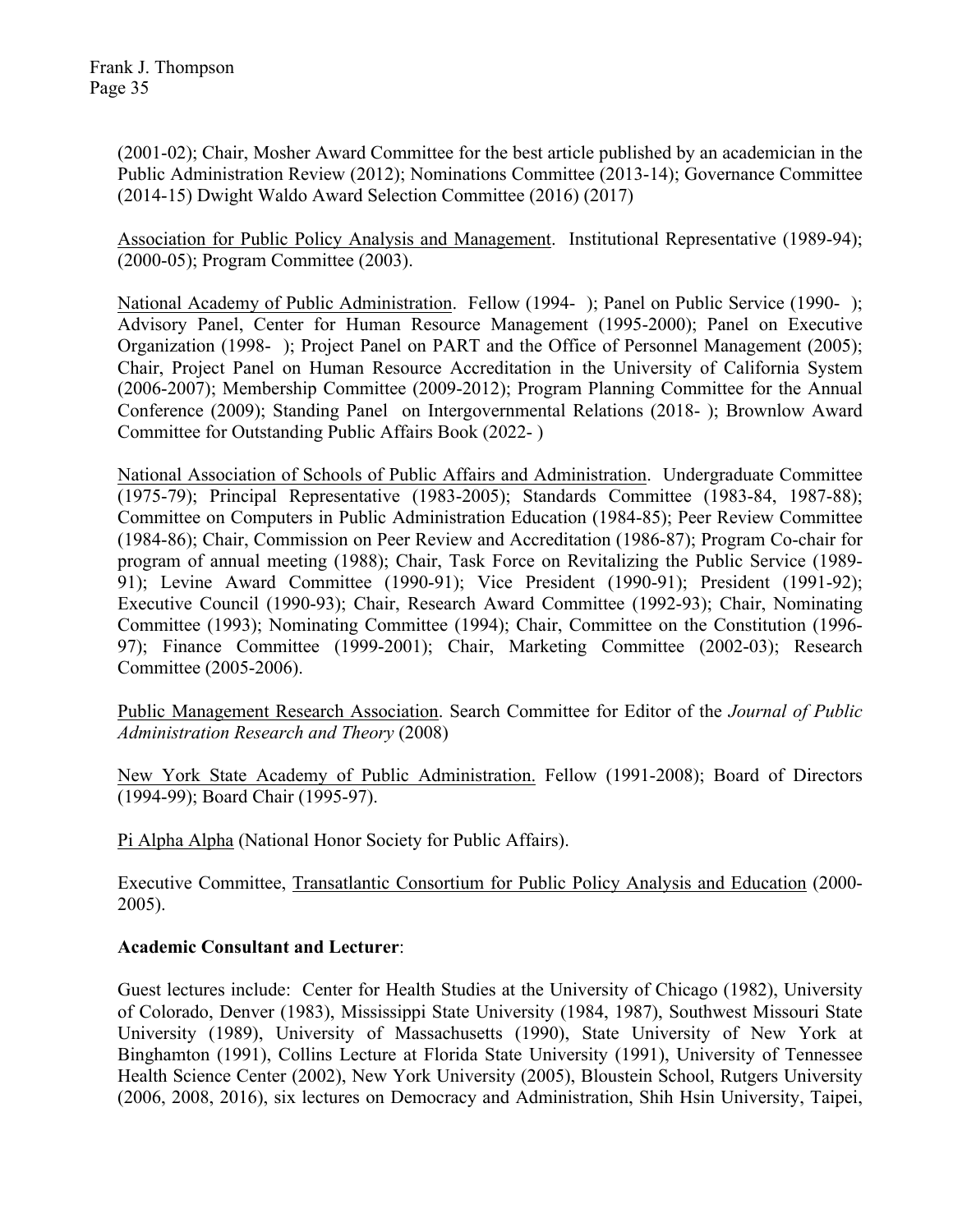(2001-02); Chair, Mosher Award Committee for the best article published by an academician in the Public Administration Review (2012); Nominations Committee (2013-14); Governance Committee (2014-15) Dwight Waldo Award Selection Committee (2016) (2017)

Association for Public Policy Analysis and Management. Institutional Representative (1989-94); (2000-05); Program Committee (2003).

National Academy of Public Administration. Fellow (1994- ); Panel on Public Service (1990- ); Advisory Panel, Center for Human Resource Management (1995-2000); Panel on Executive Organization (1998- ); Project Panel on PART and the Office of Personnel Management (2005); Chair, Project Panel on Human Resource Accreditation in the University of California System (2006-2007); Membership Committee (2009-2012); Program Planning Committee for the Annual Conference (2009); Standing Panel on Intergovernmental Relations (2018- ); Brownlow Award Committee for Outstanding Public Affairs Book (2022- )

National Association of Schools of Public Affairs and Administration. Undergraduate Committee (1975-79); Principal Representative (1983-2005); Standards Committee (1983-84, 1987-88); Committee on Computers in Public Administration Education (1984-85); Peer Review Committee (1984-86); Chair, Commission on Peer Review and Accreditation (1986-87); Program Co-chair for program of annual meeting (1988); Chair, Task Force on Revitalizing the Public Service (1989-91); Levine Award Committee (1990-91); Vice President (1990-91); President (1991-92); Executive Council (1990-93); Chair, Research Award Committee (1992-93); Chair, Nominating Committee (1993); Nominating Committee (1994); Chair, Committee on the Constitution (1996-97); Finance Committee (1999-2001); Chair, Marketing Committee (2002-03); Research Committee (2005-2006).

Public Management Research Association. Search Committee for Editor of the *Journal of Public Administration Research and Theory* (2008)

New York State Academy of Public Administration. Fellow (1991-2008); Board of Directors (1994-99); Board Chair (1995-97).

Pi Alpha Alpha (National Honor Society for Public Affairs).

Executive Committee, Transatlantic Consortium for Public Policy Analysis and Education (2000-2005).

**Academic Consultant and Lecturer**:

Guest lectures include: Center for Health Studies at the University of Chicago (1982), University of Colorado, Denver (1983), Mississippi State University (1984, 1987), Southwest Missouri State University (1989), University of Massachusetts (1990), State University of New York at Binghamton (1991), Collins Lecture at Florida State University (1991), University of Tennessee Health Science Center (2002), New York University (2005), Bloustein School, Rutgers University (2006, 2008, 2016), six lectures on Democracy and Administration, Shih Hsin University, Taipei,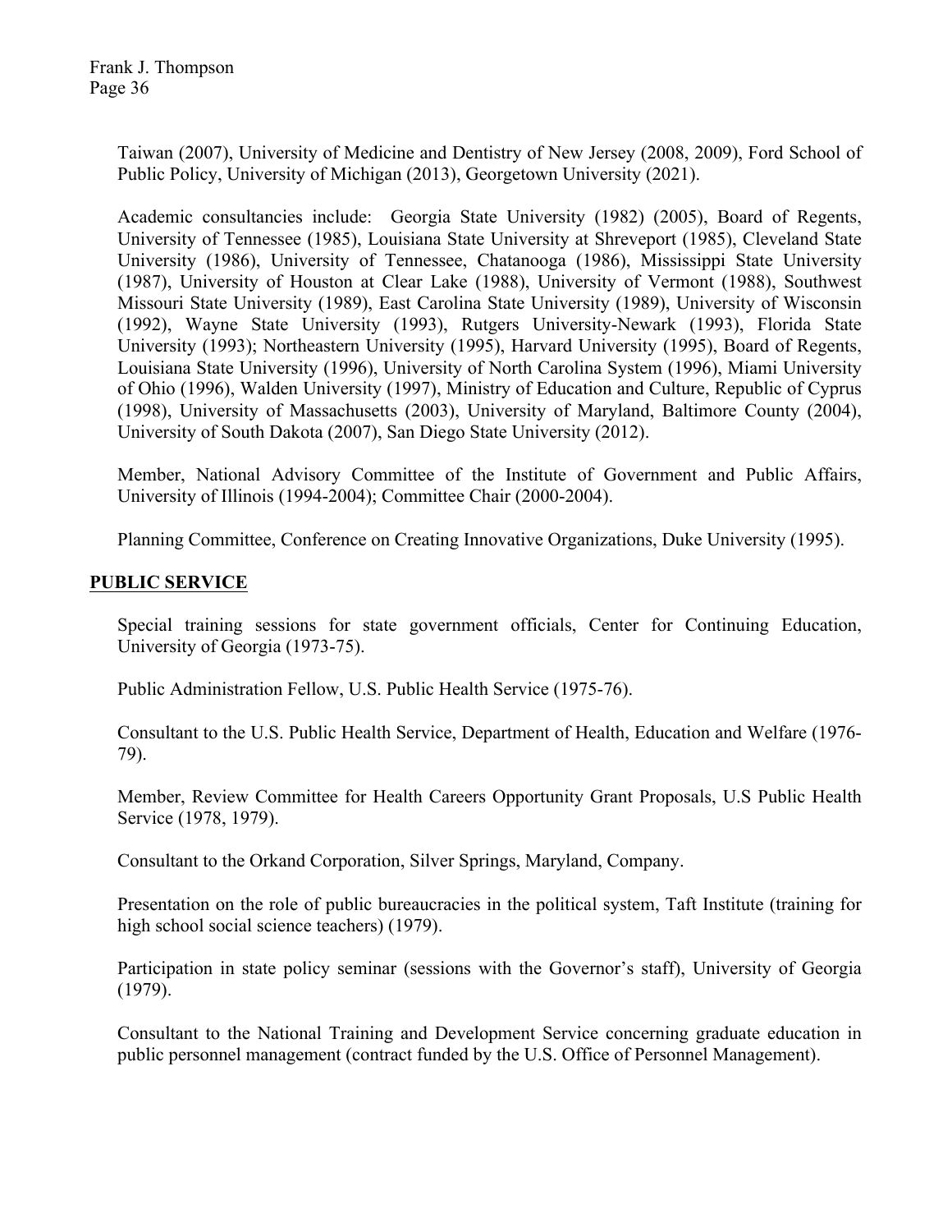Taiwan (2007), University of Medicine and Dentistry of New Jersey (2008, 2009), Ford School of Public Policy, University of Michigan (2013), Georgetown University (2021).

Academic consultancies include: Georgia State University (1982) (2005), Board of Regents, University of Tennessee (1985), Louisiana State University at Shreveport (1985), Cleveland State University (1986), University of Tennessee, Chatanooga (1986), Mississippi State University (1987), University of Houston at Clear Lake (1988), University of Vermont (1988), Southwest Missouri State University (1989), East Carolina State University (1989), University of Wisconsin (1992), Wayne State University (1993), Rutgers University-Newark (1993), Florida State University (1993); Northeastern University (1995), Harvard University (1995), Board of Regents, Louisiana State University (1996), University of North Carolina System (1996), Miami University of Ohio (1996), Walden University (1997), Ministry of Education and Culture, Republic of Cyprus (1998), University of Massachusetts (2003), University of Maryland, Baltimore County (2004), University of South Dakota (2007), San Diego State University (2012).

Member, National Advisory Committee of the Institute of Government and Public Affairs, University of Illinois (1994-2004); Committee Chair (2000-2004).

Planning Committee, Conference on Creating Innovative Organizations, Duke University (1995).

## PUBLIC SERVICE

Special training sessions for state government officials, Center for Continuing Education, University of Georgia (1973-75).

Public Administration Fellow, U.S. Public Health Service (1975-76).

Consultant to the U.S. Public Health Service, Department of Health, Education and Welfare (1976-79).

Member, Review Committee for Health Careers Opportunity Grant Proposals, U.S Public Health Service (1978, 1979).

Consultant to the Orkand Corporation, Silver Springs, Maryland, Company.

Presentation on the role of public bureaucracies in the political system, Taft Institute (training for high school social science teachers) (1979).

Participation in state policy seminar (sessions with the Governor's staff), University of Georgia (1979).

Consultant to the National Training and Development Service concerning graduate education in public personnel management (contract funded by the U.S. Office of Personnel Management).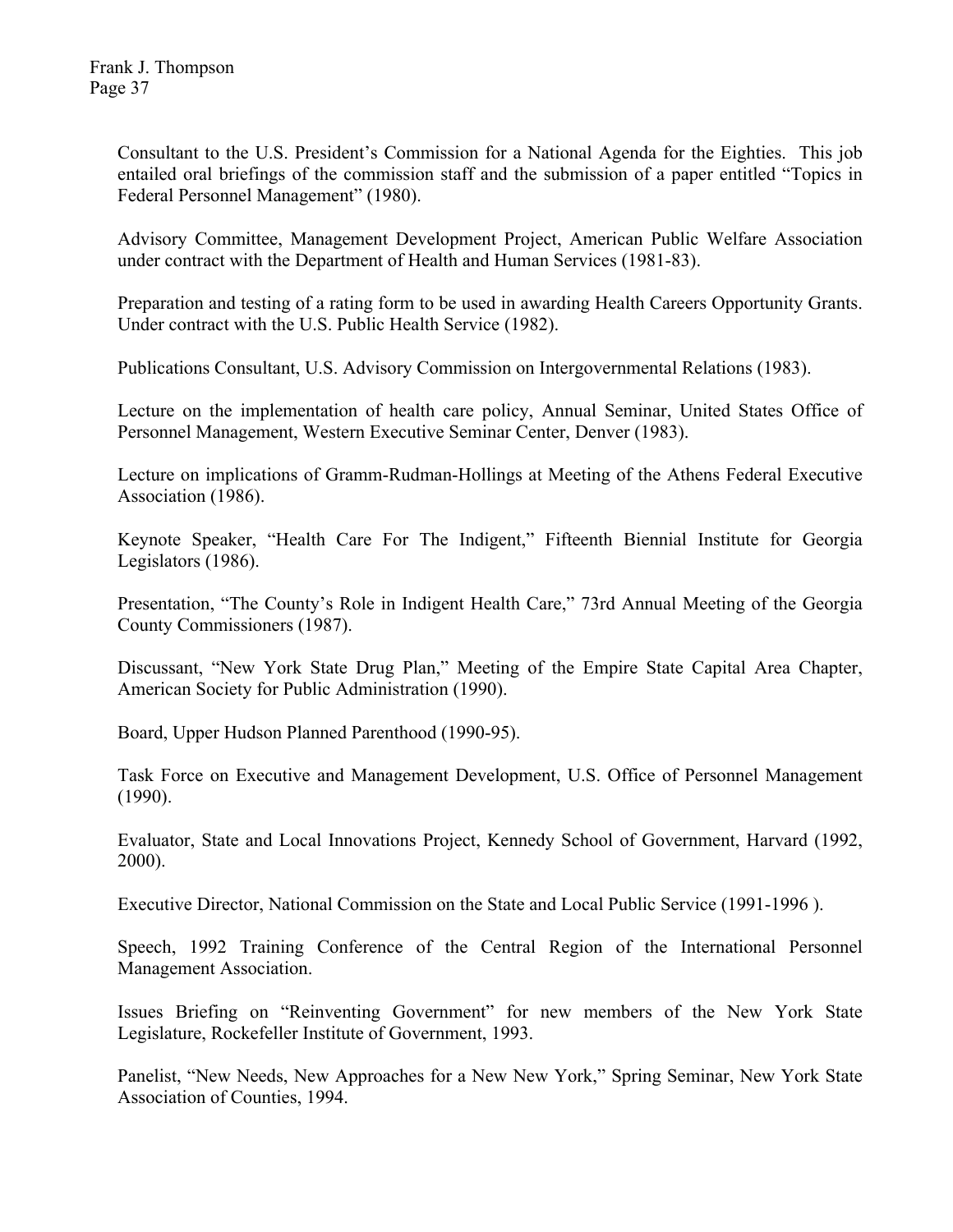Consultant to the U.S. President's Commission for a National Agenda for the Eighties. This job entailed oral briefings of the commission staff and the submission of a paper entitled "Topics in Federal Personnel Management" (1980).

Advisory Committee, Management Development Project, American Public Welfare Association under contract with the Department of Health and Human Services (1981-83).

Preparation and testing of a rating form to be used in awarding Health Careers Opportunity Grants. Under contract with the U.S. Public Health Service (1982).

Publications Consultant, U.S. Advisory Commission on Intergovernmental Relations (1983).

Lecture on the implementation of health care policy, Annual Seminar, United States Office of Personnel Management, Western Executive Seminar Center, Denver (1983).

Lecture on implications of Gramm-Rudman-Hollings at Meeting of the Athens Federal Executive Association (1986).

Keynote Speaker, "Health Care For The Indigent," Fifteenth Biennial Institute for Georgia Legislators (1986).

Presentation, "The County's Role in Indigent Health Care," 73rd Annual Meeting of the Georgia County Commissioners (1987).

Discussant, "New York State Drug Plan," Meeting of the Empire State Capital Area Chapter, American Society for Public Administration (1990).

Board, Upper Hudson Planned Parenthood (1990-95).

Task Force on Executive and Management Development, U.S. Office of Personnel Management (1990).

Evaluator, State and Local Innovations Project, Kennedy School of Government, Harvard (1992, 2000).

Executive Director, National Commission on the State and Local Public Service (1991-1996 ).

Speech, 1992 Training Conference of the Central Region of the International Personnel Management Association.

Issues Briefing on "Reinventing Government" for new members of the New York State Legislature, Rockefeller Institute of Government, 1993.

Panelist, "New Needs, New Approaches for a New New York," Spring Seminar, New York State Association of Counties, 1994.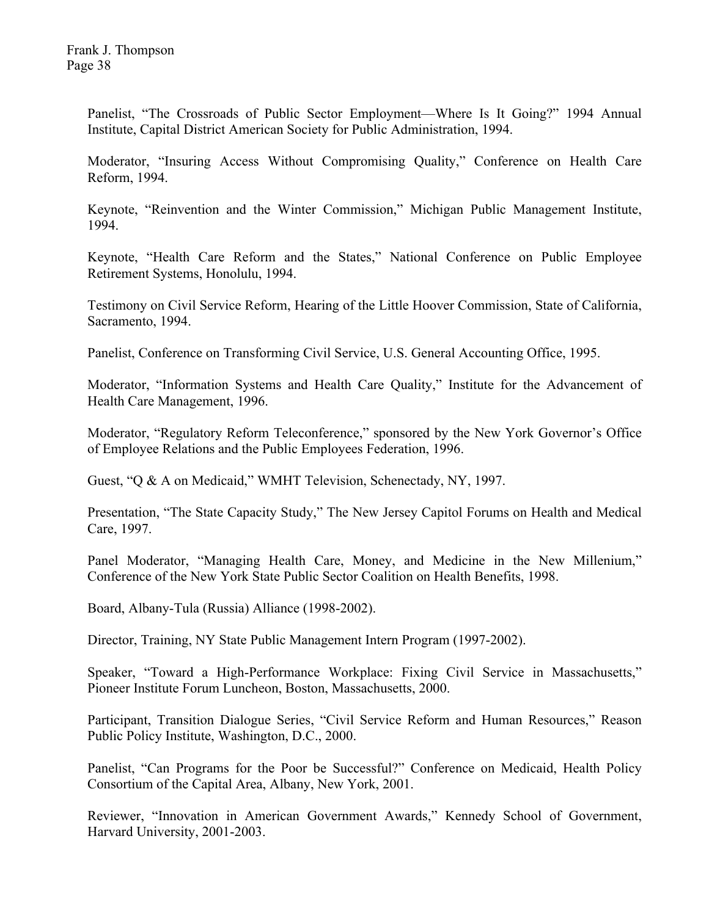Panelist, "The Crossroads of Public Sector Employment—Where Is It Going?" 1994 Annual Institute, Capital District American Society for Public Administration, 1994.

Moderator, "Insuring Access Without Compromising Quality," Conference on Health Care Reform, 1994.

Keynote, "Reinvention and the Winter Commission," Michigan Public Management Institute, 1994.

Keynote, "Health Care Reform and the States," National Conference on Public Employee Retirement Systems, Honolulu, 1994.

Testimony on Civil Service Reform, Hearing of the Little Hoover Commission, State of California, Sacramento, 1994.

Panelist, Conference on Transforming Civil Service, U.S. General Accounting Office, 1995.

Moderator, "Information Systems and Health Care Quality," Institute for the Advancement of Health Care Management, 1996.

Moderator, "Regulatory Reform Teleconference," sponsored by the New York Governor's Office of Employee Relations and the Public Employees Federation, 1996.

Guest, "Q & A on Medicaid," WMHT Television, Schenectady, NY, 1997.

Presentation, "The State Capacity Study," The New Jersey Capitol Forums on Health and Medical Care, 1997.

Panel Moderator, "Managing Health Care, Money, and Medicine in the New Millenium," Conference of the New York State Public Sector Coalition on Health Benefits, 1998.

Board, Albany-Tula (Russia) Alliance (1998-2002).

Director, Training, NY State Public Management Intern Program (1997-2002).

Speaker, "Toward a High-Performance Workplace: Fixing Civil Service in Massachusetts," Pioneer Institute Forum Luncheon, Boston, Massachusetts, 2000.

Participant, Transition Dialogue Series, "Civil Service Reform and Human Resources," Reason Public Policy Institute, Washington, D.C., 2000.

Panelist, "Can Programs for the Poor be Successful?" Conference on Medicaid, Health Policy Consortium of the Capital Area, Albany, New York, 2001.

Reviewer, "Innovation in American Government Awards," Kennedy School of Government, Harvard University, 2001-2003.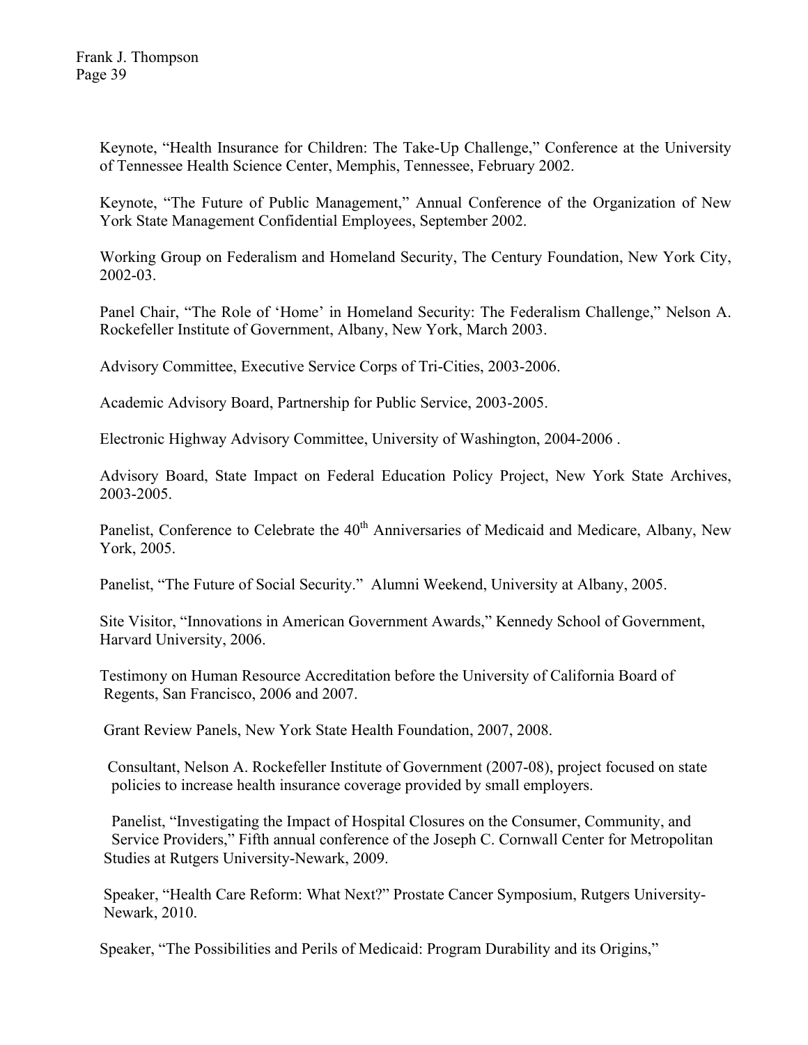Keynote, "Health Insurance for Children: The Take-Up Challenge," Conference at the University of Tennessee Health Science Center, Memphis, Tennessee, February 2002.

Keynote, "The Future of Public Management," Annual Conference of the Organization of New York State Management Confidential Employees, September 2002.

Working Group on Federalism and Homeland Security, The Century Foundation, New York City, 2002-03.

Panel Chair, "The Role of 'Home' in Homeland Security: The Federalism Challenge," Nelson A. Rockefeller Institute of Government, Albany, New York, March 2003.

Advisory Committee, Executive Service Corps of Tri-Cities, 2003-2006.

Academic Advisory Board, Partnership for Public Service, 2003-2005.

Electronic Highway Advisory Committee, University of Washington, 2004-2006 .

Advisory Board, State Impact on Federal Education Policy Project, New York State Archives, 2003-2005.

Panelist, Conference to Celebrate the 40th Anniversaries of Medicaid and Medicare, Albany, New York, 2005.

Panelist, "The Future of Social Security." Alumni Weekend, University at Albany, 2005.

Site Visitor, "Innovations in American Government Awards," Kennedy School of Government, Harvard University, 2006.

Testimony on Human Resource Accreditation before the University of California Board of Regents, San Francisco, 2006 and 2007.

Grant Review Panels, New York State Health Foundation, 2007, 2008.

Consultant, Nelson A. Rockefeller Institute of Government (2007-08), project focused on state policies to increase health insurance coverage provided by small employers.

Panelist, "Investigating the Impact of Hospital Closures on the Consumer, Community, and Service Providers," Fifth annual conference of the Joseph C. Cornwall Center for Metropolitan Studies at Rutgers University-Newark, 2009.

Speaker, "Health Care Reform: What Next?" Prostate Cancer Symposium, Rutgers University-Newark, 2010.

Speaker, "The Possibilities and Perils of Medicaid: Program Durability and its Origins,"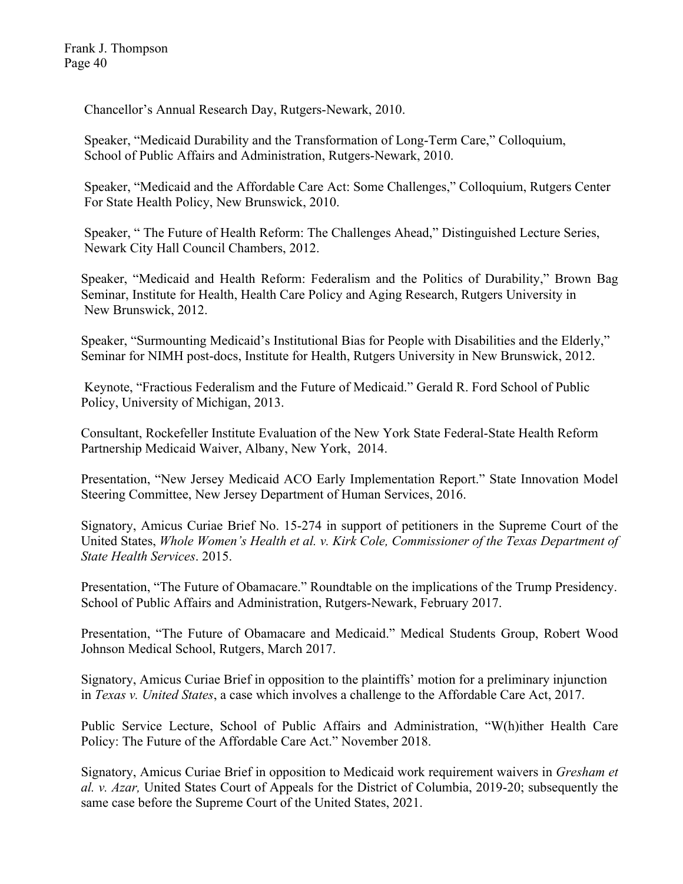Chancellor's Annual Research Day, Rutgers-Newark, 2010.

Speaker, "Medicaid Durability and the Transformation of Long-Term Care," Colloquium, School of Public Affairs and Administration, Rutgers-Newark, 2010.

Speaker, "Medicaid and the Affordable Care Act: Some Challenges," Colloquium, Rutgers Center For State Health Policy, New Brunswick, 2010.

Speaker, " The Future of Health Reform: The Challenges Ahead," Distinguished Lecture Series, Newark City Hall Council Chambers, 2012.

Speaker, "Medicaid and Health Reform: Federalism and the Politics of Durability," Brown Bag Seminar, Institute for Health, Health Care Policy and Aging Research, Rutgers University in New Brunswick, 2012.

Speaker, "Surmounting Medicaid's Institutional Bias for People with Disabilities and the Elderly," Seminar for NIMH post-docs, Institute for Health, Rutgers University in New Brunswick, 2012.

Keynote, "Fractious Federalism and the Future of Medicaid." Gerald R. Ford School of Public Policy, University of Michigan, 2013.

Consultant, Rockefeller Institute Evaluation of the New York State Federal-State Health Reform Partnership Medicaid Waiver, Albany, New York, 2014.

Presentation, "New Jersey Medicaid ACO Early Implementation Report." State Innovation Model Steering Committee, New Jersey Department of Human Services, 2016.

Signatory, Amicus Curiae Brief No. 15-274 in support of petitioners in the Supreme Court of the United States, *Whole Women's Health et al. v. Kirk Cole, Commissioner of the Texas Department of State Health Services*. 2015.

Presentation, "The Future of Obamacare." Roundtable on the implications of the Trump Presidency. School of Public Affairs and Administration, Rutgers-Newark, February 2017.

Presentation, "The Future of Obamacare and Medicaid." Medical Students Group, Robert Wood Johnson Medical School, Rutgers, March 2017.

Signatory, Amicus Curiae Brief in opposition to the plaintiffs' motion for a preliminary injunction in *Texas v. United States*, a case which involves a challenge to the Affordable Care Act, 2017.

Public Service Lecture, School of Public Affairs and Administration, "W(h)ither Health Care Policy: The Future of the Affordable Care Act." November 2018.

Signatory, Amicus Curiae Brief in opposition to Medicaid work requirement waivers in *Gresham et al. v. Azar,* United States Court of Appeals for the District of Columbia, 2019-20; subsequently the same case before the Supreme Court of the United States, 2021.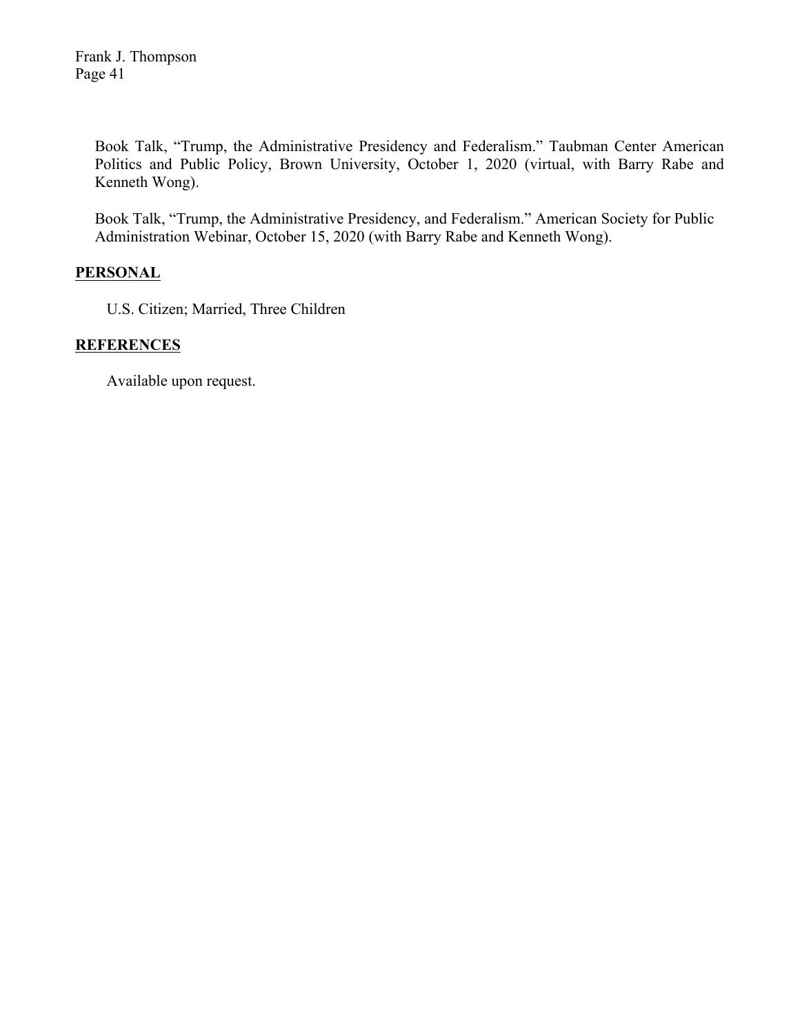Book Talk, “Trump, the Administrative Presidency and Federalism.” Taubman Center American Politics and Public Policy, Brown University, October 1, 2020 (virtual, with Barry Rabe and Kenneth Wong).

Book Talk, “Trump, the Administrative Presidency, and Federalism.” American Society for Public Administration Webinar, October 15, 2020 (with Barry Rabe and Kenneth Wong).

## PERSONAL

U.S. Citizen; Married, Three Children

## REFERENCES

Available upon request.